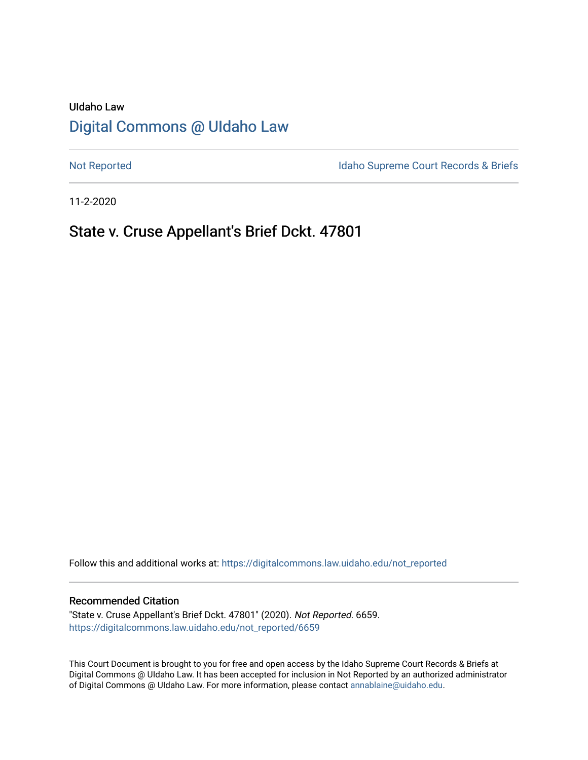UIdaho Law

# Digital Commons @ UIdaho Law

Not Reported

Idaho Supreme Court Records & Briefs

11-2-2020

## State v. Cruse Appellant's Brief Dckt. 47801

Follow this and additional works at: https://digitalcommons.law.uidaho.edu/not_reported

### Recommended Citation

"State v. Cruse Appellant's Brief Dckt. 47801" (2020). *Not Reported*. 6659.
https://digitalcommons.law.uidaho.edu/not_reported/6659

This Court Document is brought to you for free and open access by the Idaho Supreme Court Records & Briefs at Digital Commons @ UIdaho Law. It has been accepted for inclusion in Not Reported by an authorized administrator of Digital Commons @ UIdaho Law. For more information, please contact annablaine@uidaho.edu.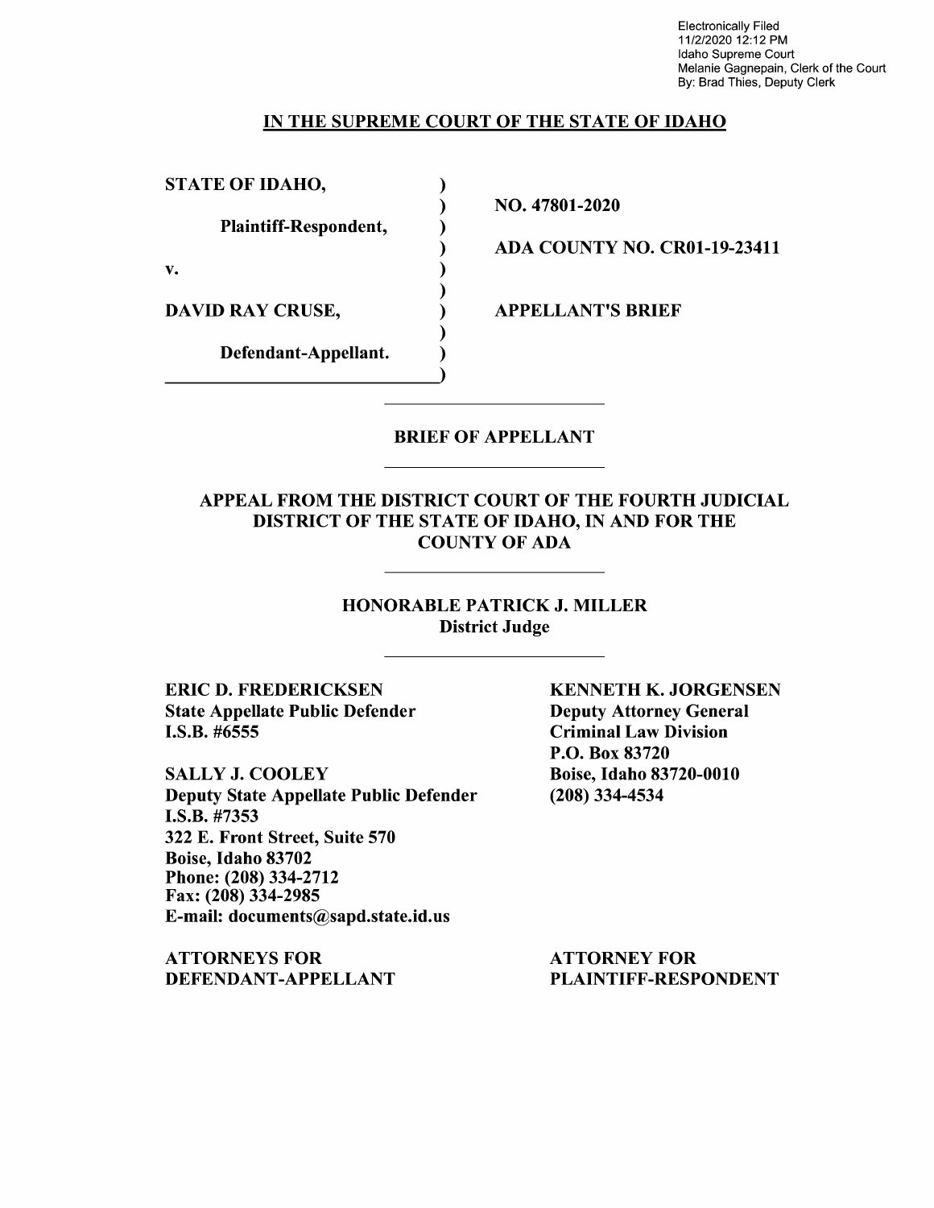Electronically Filed
11/2/2020 12:12 PM
Idaho Supreme Court
Melanie Gagnepain, Clerk of the Court
By: Brad Thies, Deputy Clerk

## IN THE SUPREME COURT OF THE STATE OF IDAHO

| | |
|---|---|
| **STATE OF IDAHO,** | |
| **Plaintiff-Respondent,** | **NO. 47801-2020** |
| **v.** | **ADA COUNTY NO. CR01-19-23411** |
| **DAVID RAY CRUSE,** | **APPELLANT'S BRIEF** |
| **Defendant-Appellant.** | |

**BRIEF OF APPELLANT**

**APPEAL FROM THE DISTRICT COURT OF THE FOURTH JUDICIAL DISTRICT OF THE STATE OF IDAHO, IN AND FOR THE COUNTY OF ADA**

**HONORABLE PATRICK J. MILLER**
**District Judge**

**ERIC D. FREDERICKSEN**
**State Appellate Public Defender**
**I.S.B. #6555**

**SALLY J. COOLEY**
**Deputy State Appellate Public Defender**
**I.S.B. #7353**
**322 E. Front Street, Suite 570**
**Boise, Idaho 83702**
**Phone: (208) 334-2712**
**Fax: (208) 334-2985**
**E-mail: documents@sapd.state.id.us**

**ATTORNEYS FOR DEFENDANT-APPELLANT**

**KENNETH K. JORGENSEN**
**Deputy Attorney General**
**Criminal Law Division**
**P.O. Box 83720**
**Boise, Idaho 83720-0010**
**(208) 334-4534**

**ATTORNEY FOR PLAINTIFF-RESPONDENT**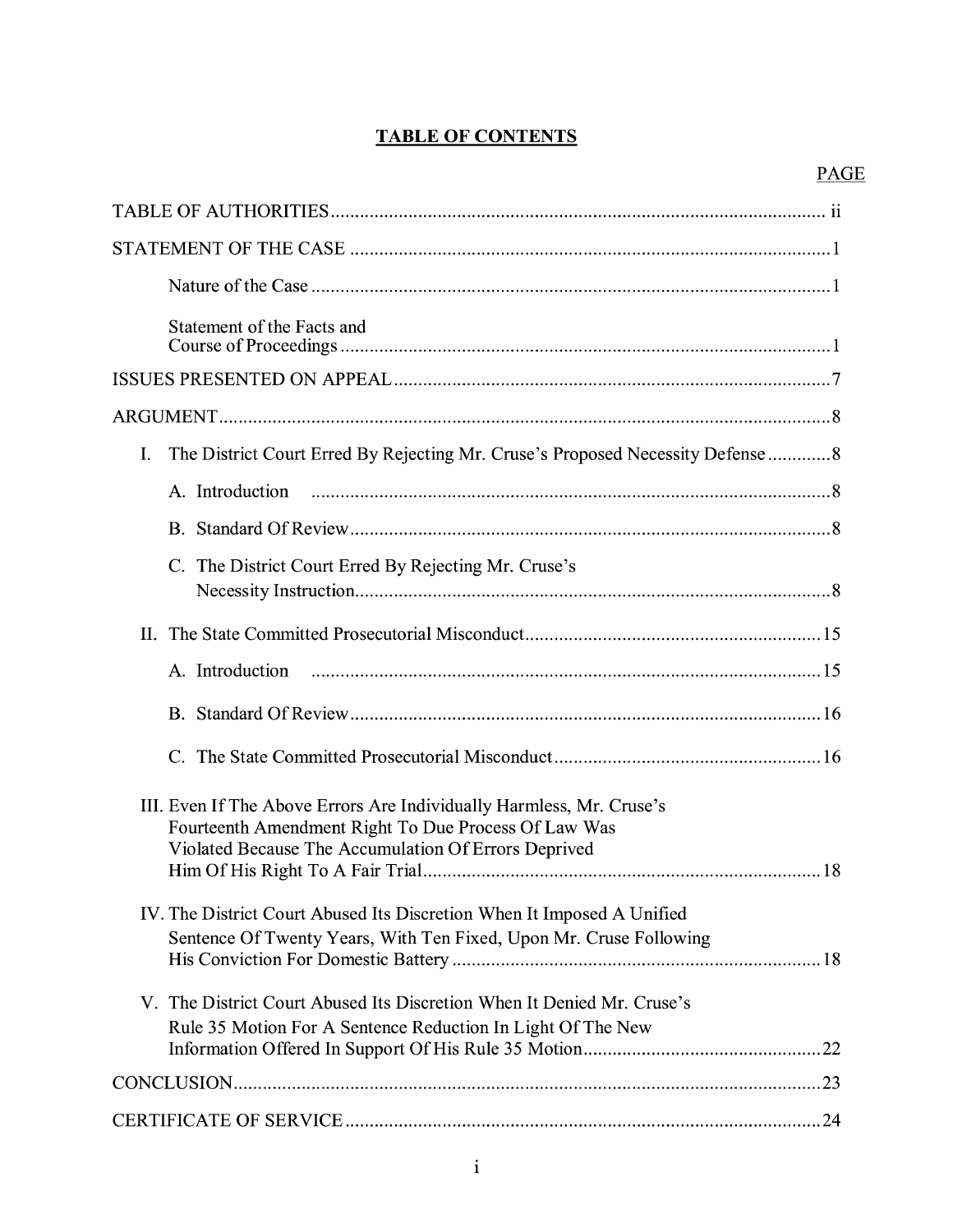# TABLE OF CONTENTS

PAGE

TABLE OF AUTHORITIES ..................................................................................................... ii

STATEMENT OF THE CASE ................................................................................................ 1

Nature of the Case ........................................................................................................ 1

Statement of the Facts and Course of Proceedings ..................................................................................................... 1

ISSUES PRESENTED ON APPEAL ........................................................................................ 7

ARGUMENT ............................................................................................................................ 8

I. The District Court Erred By Rejecting Mr. Cruse's Proposed Necessity Defense ............. 8

A. Introduction .......................................................................................................... 8

B. Standard Of Review ............................................................................................... 8

C. The District Court Erred By Rejecting Mr. Cruse's Necessity Instruction ............................................................................................... 8

II. The State Committed Prosecutorial Misconduct ............................................................ 15

A. Introduction ........................................................................................................ 15

B. Standard Of Review ............................................................................................. 16

C. The State Committed Prosecutorial Misconduct ...................................................... 16

III. Even If The Above Errors Are Individually Harmless, Mr. Cruse's Fourteenth Amendment Right To Due Process Of Law Was Violated Because The Accumulation Of Errors Deprived Him Of His Right To A Fair Trial .............................................................................. 18

IV. The District Court Abused Its Discretion When It Imposed A Unified Sentence Of Twenty Years, With Ten Fixed, Upon Mr. Cruse Following His Conviction For Domestic Battery ........................................................................... 18

V. The District Court Abused Its Discretion When It Denied Mr. Cruse's Rule 35 Motion For A Sentence Reduction In Light Of The New Information Offered In Support Of His Rule 35 Motion ................................................ 22

CONCLUSION ........................................................................................................................ 23

CERTIFICATE OF SERVICE ................................................................................................. 24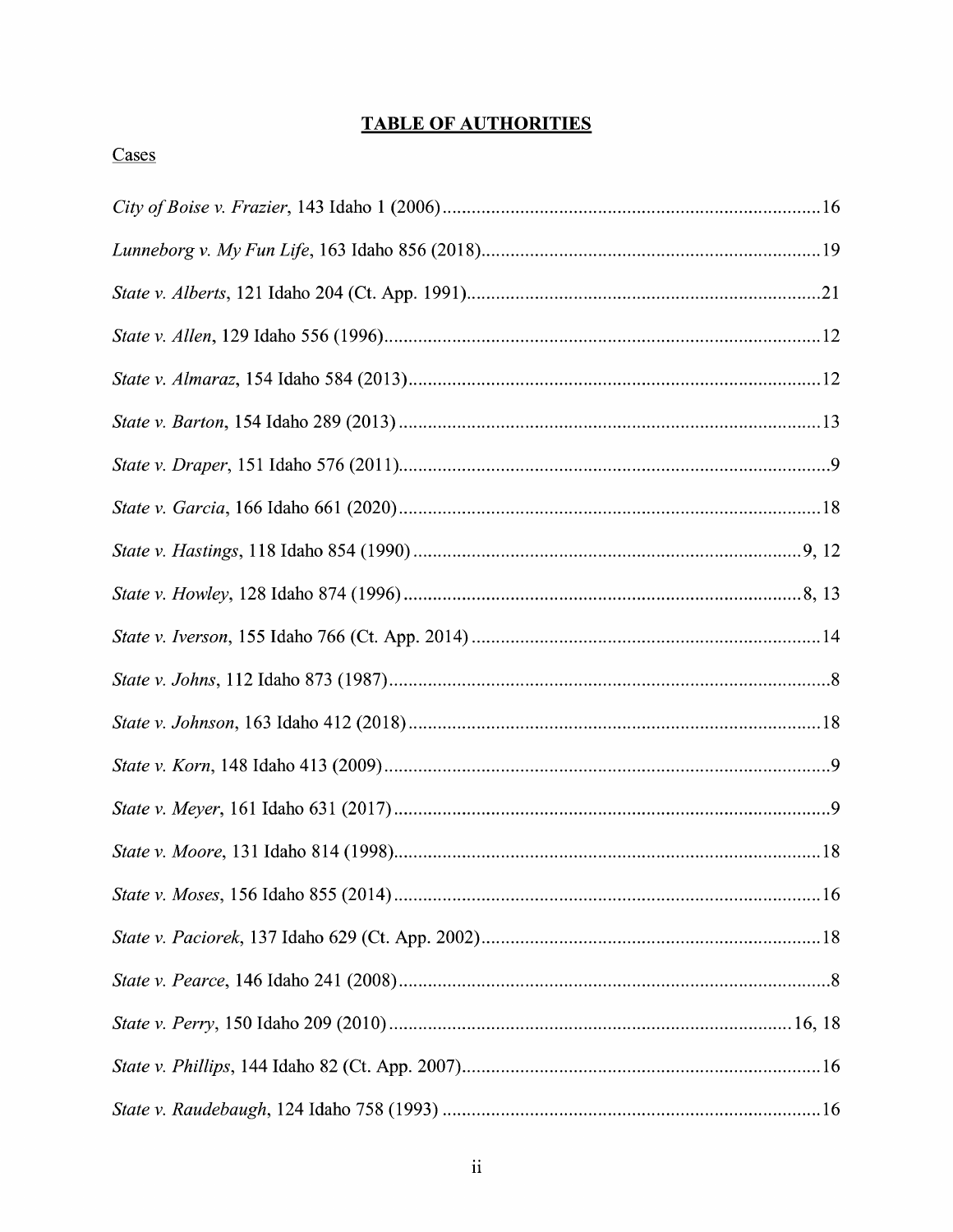# **TABLE OF AUTHORITIES**

Cases

*City of Boise v. Frazier*, 143 Idaho 1 (2006) .............................................................................16

*Lunneborg v. My Fun Life*, 163 Idaho 856 (2018).....................................................................19

*State v. Alberts*, 121 Idaho 204 (Ct. App. 1991).........................................................................21

*State v. Allen*, 129 Idaho 556 (1996)...........................................................................................12

*State v. Almaraz*, 154 Idaho 584 (2013).....................................................................................12

*State v. Barton*, 154 Idaho 289 (2013) .......................................................................................13

*State v. Draper*, 151 Idaho 576 (2011).........................................................................................9

*State v. Garcia*, 166 Idaho 661 (2020).......................................................................................18

*State v. Hastings*, 118 Idaho 854 (1990) ..................................................................................9, 12

*State v. Howley*, 128 Idaho 874 (1996) ...................................................................................8, 13

*State v. Iverson*, 155 Idaho 766 (Ct. App. 2014) ........................................................................14

*State v. Johns*, 112 Idaho 873 (1987)...........................................................................................8

*State v. Johnson*, 163 Idaho 412 (2018).....................................................................................18

*State v. Korn*, 148 Idaho 413 (2009)............................................................................................9

*State v. Meyer*, 161 Idaho 631 (2017)..........................................................................................9

*State v. Moore*, 131 Idaho 814 (1998)........................................................................................18

*State v. Moses*, 156 Idaho 855 (2014) ........................................................................................16

*State v. Paciorek*, 137 Idaho 629 (Ct. App. 2002)......................................................................18

*State v. Pearce*, 146 Idaho 241 (2008).........................................................................................8

*State v. Perry*, 150 Idaho 209 (2010) ...................................................................................16, 18

*State v. Phillips*, 144 Idaho 82 (Ct. App. 2007)..........................................................................16

*State v. Raudebaugh*, 124 Idaho 758 (1993) ..............................................................................16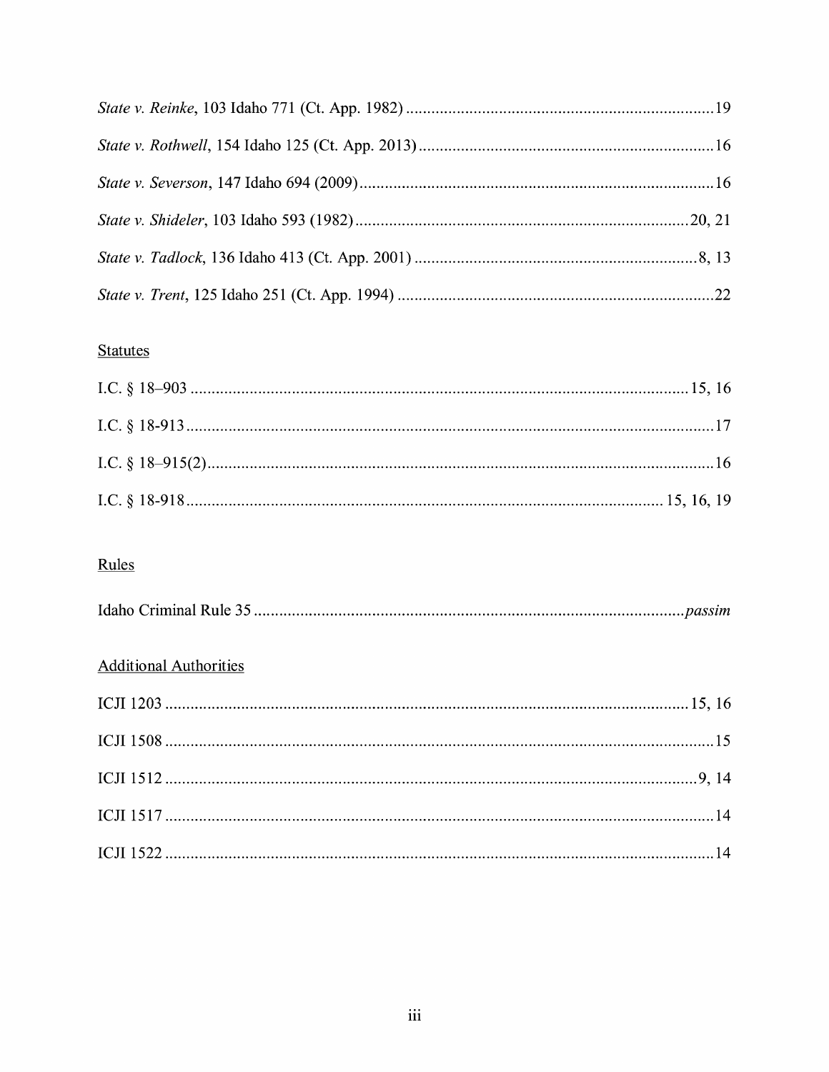*State v. Reinke*, 103 Idaho 771 (Ct. App. 1982) ........................................................................19

*State v. Rothwell*, 154 Idaho 125 (Ct. App. 2013) .....................................................................16

*State v. Severson*, 147 Idaho 694 (2009) ...................................................................................16

*State v. Shideler*, 103 Idaho 593 (1982) ..............................................................................20, 21

*State v. Tadlock*, 136 Idaho 413 (Ct. App. 2001) ...................................................................8, 13

*State v. Trent*, 125 Idaho 251 (Ct. App. 1994) ..........................................................................22

Statutes

I.C. § 18–903 ....................................................................................................................15, 16

I.C. § 18-913 ............................................................................................................................17

I.C. § 18–915(2) .......................................................................................................................16

I.C. § 18-918 ................................................................................................................ 15, 16, 19

Rules

Idaho Criminal Rule 35 ....................................................................................................*passim*

Additional Authorities

ICJI 1203 ..........................................................................................................................15, 16

ICJI 1508 .................................................................................................................................15

ICJI 1512 ...............................................................................................................................9, 14

ICJI 1517 .................................................................................................................................14

ICJI 1522 .................................................................................................................................14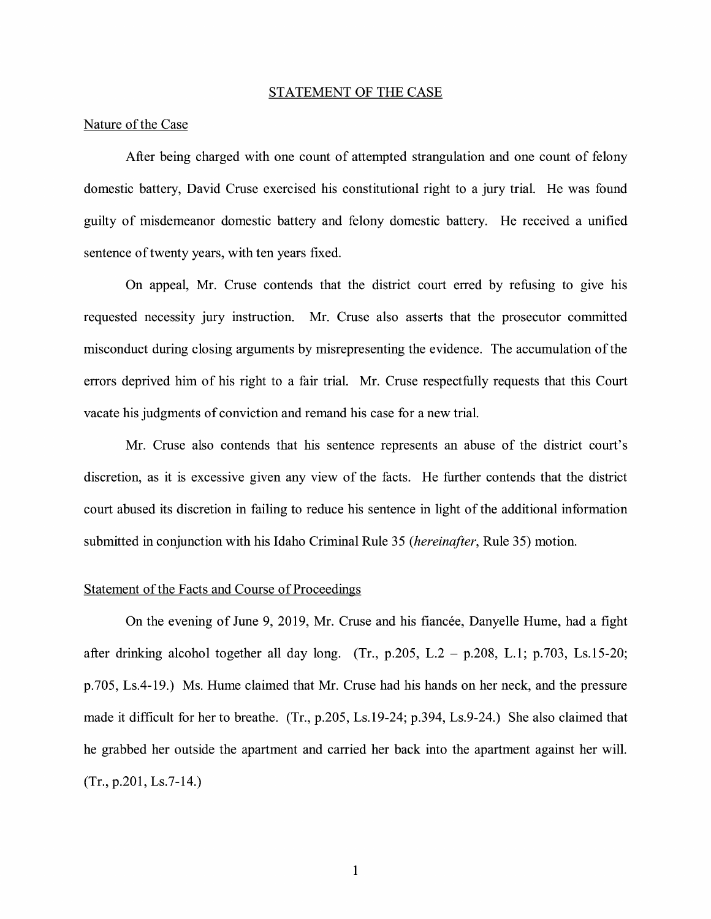## STATEMENT OF THE CASE

### Nature of the Case

After being charged with one count of attempted strangulation and one count of felony domestic battery, David Cruse exercised his constitutional right to a jury trial. He was found guilty of misdemeanor domestic battery and felony domestic battery. He received a unified sentence of twenty years, with ten years fixed.

On appeal, Mr. Cruse contends that the district court erred by refusing to give his requested necessity jury instruction. Mr. Cruse also asserts that the prosecutor committed misconduct during closing arguments by misrepresenting the evidence. The accumulation of the errors deprived him of his right to a fair trial. Mr. Cruse respectfully requests that this Court vacate his judgments of conviction and remand his case for a new trial.

Mr. Cruse also contends that his sentence represents an abuse of the district court's discretion, as it is excessive given any view of the facts. He further contends that the district court abused its discretion in failing to reduce his sentence in light of the additional information submitted in conjunction with his Idaho Criminal Rule 35 (*hereinafter*, Rule 35) motion.

### Statement of the Facts and Course of Proceedings

On the evening of June 9, 2019, Mr. Cruse and his fiancée, Danyelle Hume, had a fight after drinking alcohol together all day long. (Tr., p.205, L.2 – p.208, L.1; p.703, Ls.15-20; p.705, Ls.4-19.) Ms. Hume claimed that Mr. Cruse had his hands on her neck, and the pressure made it difficult for her to breathe. (Tr., p.205, Ls.19-24; p.394, Ls.9-24.) She also claimed that he grabbed her outside the apartment and carried her back into the apartment against her will. (Tr., p.201, Ls.7-14.)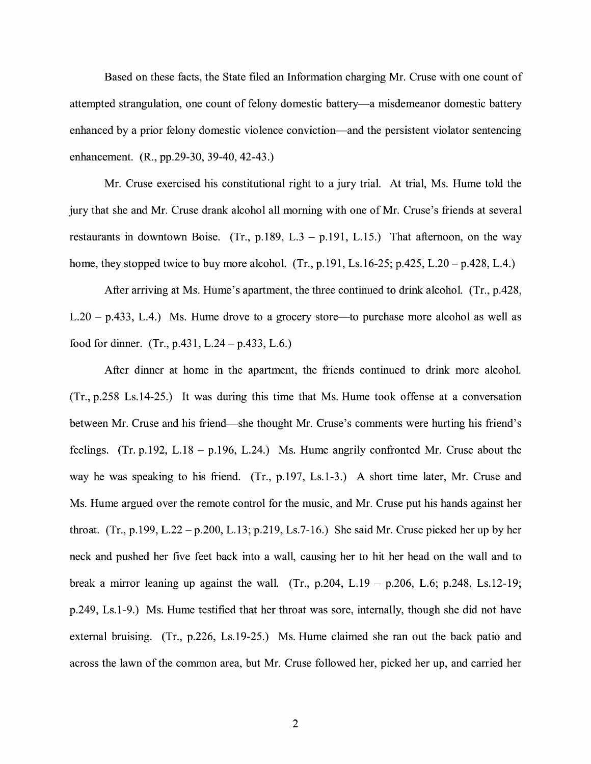Based on these facts, the State filed an Information charging Mr. Cruse with one count of attempted strangulation, one count of felony domestic battery—a misdemeanor domestic battery enhanced by a prior felony domestic violence conviction—and the persistent violator sentencing enhancement. (R., pp.29-30, 39-40, 42-43.)

Mr. Cruse exercised his constitutional right to a jury trial. At trial, Ms. Hume told the jury that she and Mr. Cruse drank alcohol all morning with one of Mr. Cruse's friends at several restaurants in downtown Boise. (Tr., p.189, L.3 – p.191, L.15.) That afternoon, on the way home, they stopped twice to buy more alcohol. (Tr., p.191, Ls.16-25; p.425, L.20 – p.428, L.4.)

After arriving at Ms. Hume's apartment, the three continued to drink alcohol. (Tr., p.428, L.20 – p.433, L.4.) Ms. Hume drove to a grocery store—to purchase more alcohol as well as food for dinner. (Tr., p.431, L.24 – p.433, L.6.)

After dinner at home in the apartment, the friends continued to drink more alcohol. (Tr., p.258 Ls.14-25.) It was during this time that Ms. Hume took offense at a conversation between Mr. Cruse and his friend—she thought Mr. Cruse's comments were hurting his friend's feelings. (Tr. p.192, L.18 – p.196, L.24.) Ms. Hume angrily confronted Mr. Cruse about the way he was speaking to his friend. (Tr., p.197, Ls.1-3.) A short time later, Mr. Cruse and Ms. Hume argued over the remote control for the music, and Mr. Cruse put his hands against her throat. (Tr., p.199, L.22 – p.200, L.13; p.219, Ls.7-16.) She said Mr. Cruse picked her up by her neck and pushed her five feet back into a wall, causing her to hit her head on the wall and to break a mirror leaning up against the wall. (Tr., p.204, L.19 – p.206, L.6; p.248, Ls.12-19; p.249, Ls.1-9.) Ms. Hume testified that her throat was sore, internally, though she did not have external bruising. (Tr., p.226, Ls.19-25.) Ms. Hume claimed she ran out the back patio and across the lawn of the common area, but Mr. Cruse followed her, picked her up, and carried her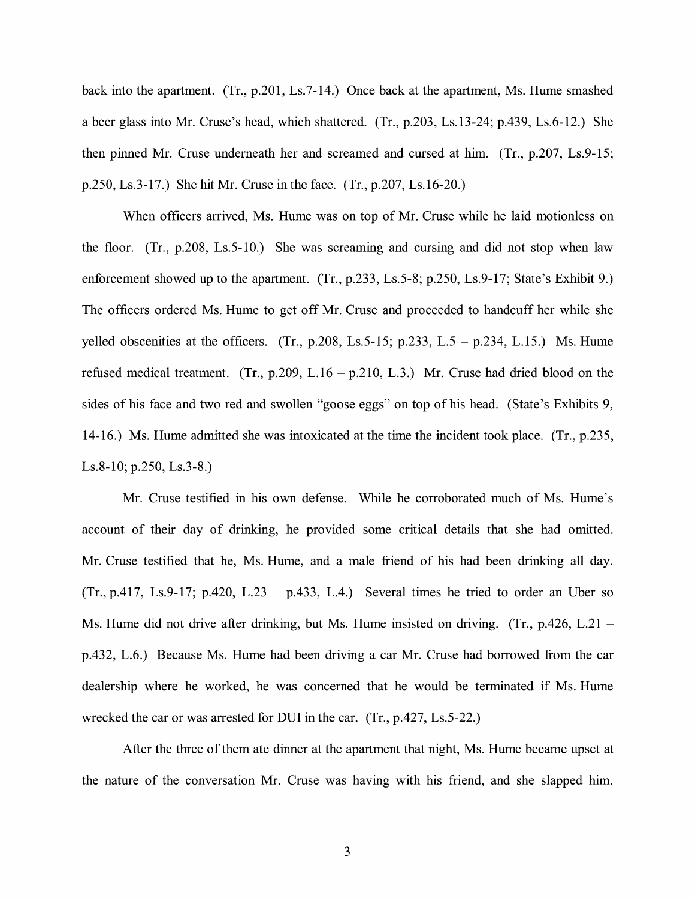back into the apartment. (Tr., p.201, Ls.7-14.) Once back at the apartment, Ms. Hume smashed a beer glass into Mr. Cruse's head, which shattered. (Tr., p.203, Ls.13-24; p.439, Ls.6-12.) She then pinned Mr. Cruse underneath her and screamed and cursed at him. (Tr., p.207, Ls.9-15; p.250, Ls.3-17.) She hit Mr. Cruse in the face. (Tr., p.207, Ls.16-20.)

When officers arrived, Ms. Hume was on top of Mr. Cruse while he laid motionless on the floor. (Tr., p.208, Ls.5-10.) She was screaming and cursing and did not stop when law enforcement showed up to the apartment. (Tr., p.233, Ls.5-8; p.250, Ls.9-17; State's Exhibit 9.) The officers ordered Ms. Hume to get off Mr. Cruse and proceeded to handcuff her while she yelled obscenities at the officers. (Tr., p.208, Ls.5-15; p.233, L.5 – p.234, L.15.) Ms. Hume refused medical treatment. (Tr., p.209, L.16 – p.210, L.3.) Mr. Cruse had dried blood on the sides of his face and two red and swollen "goose eggs" on top of his head. (State's Exhibits 9, 14-16.) Ms. Hume admitted she was intoxicated at the time the incident took place. (Tr., p.235, Ls.8-10; p.250, Ls.3-8.)

Mr. Cruse testified in his own defense. While he corroborated much of Ms. Hume's account of their day of drinking, he provided some critical details that she had omitted. Mr. Cruse testified that he, Ms. Hume, and a male friend of his had been drinking all day. (Tr., p.417, Ls.9-17; p.420, L.23 – p.433, L.4.) Several times he tried to order an Uber so Ms. Hume did not drive after drinking, but Ms. Hume insisted on driving. (Tr., p.426, L.21 – p.432, L.6.) Because Ms. Hume had been driving a car Mr. Cruse had borrowed from the car dealership where he worked, he was concerned that he would be terminated if Ms. Hume wrecked the car or was arrested for DUI in the car. (Tr., p.427, Ls.5-22.)

After the three of them ate dinner at the apartment that night, Ms. Hume became upset at the nature of the conversation Mr. Cruse was having with his friend, and she slapped him.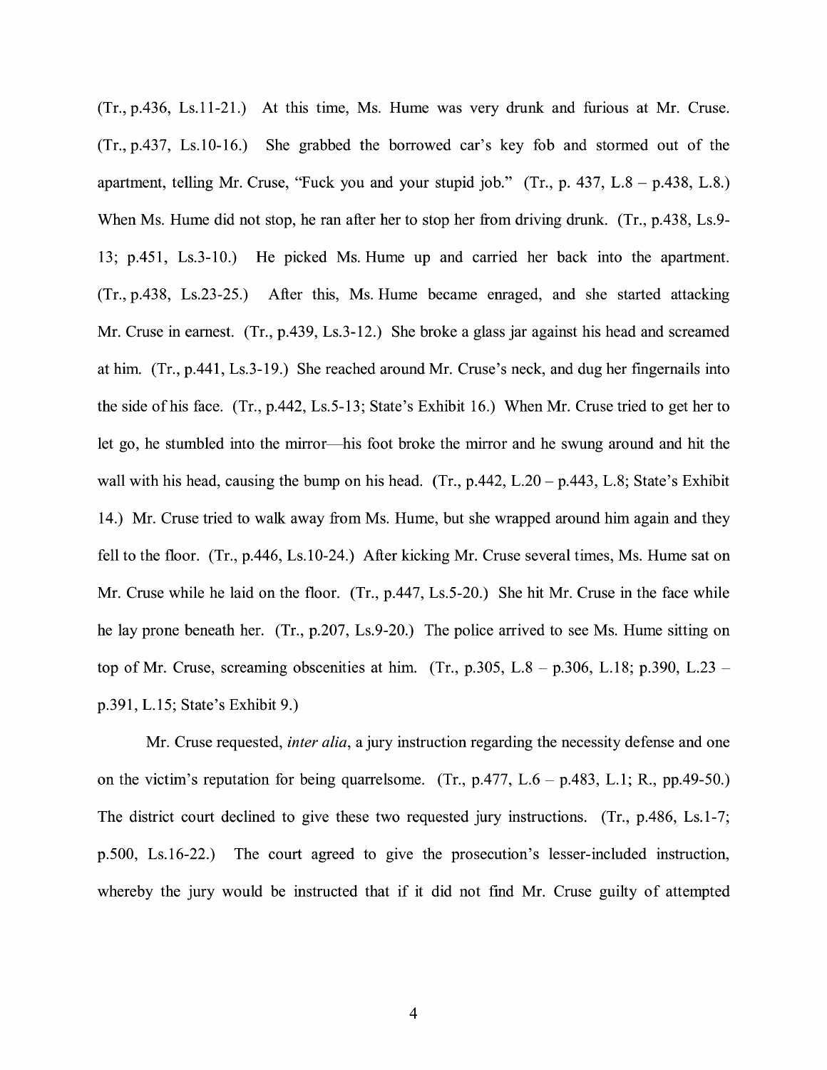(Tr., p.436, Ls.11-21.) At this time, Ms. Hume was very drunk and furious at Mr. Cruse. (Tr., p.437, Ls.10-16.) She grabbed the borrowed car's key fob and stormed out of the apartment, telling Mr. Cruse, "Fuck you and your stupid job." (Tr., p. 437, L.8 – p.438, L.8.) When Ms. Hume did not stop, he ran after her to stop her from driving drunk. (Tr., p.438, Ls.9-13; p.451, Ls.3-10.) He picked Ms. Hume up and carried her back into the apartment. (Tr., p.438, Ls.23-25.) After this, Ms. Hume became enraged, and she started attacking Mr. Cruse in earnest. (Tr., p.439, Ls.3-12.) She broke a glass jar against his head and screamed at him. (Tr., p.441, Ls.3-19.) She reached around Mr. Cruse's neck, and dug her fingernails into the side of his face. (Tr., p.442, Ls.5-13; State's Exhibit 16.) When Mr. Cruse tried to get her to let go, he stumbled into the mirror—his foot broke the mirror and he swung around and hit the wall with his head, causing the bump on his head. (Tr., p.442, L.20 – p.443, L.8; State's Exhibit 14.) Mr. Cruse tried to walk away from Ms. Hume, but she wrapped around him again and they fell to the floor. (Tr., p.446, Ls.10-24.) After kicking Mr. Cruse several times, Ms. Hume sat on Mr. Cruse while he laid on the floor. (Tr., p.447, Ls.5-20.) She hit Mr. Cruse in the face while he lay prone beneath her. (Tr., p.207, Ls.9-20.) The police arrived to see Ms. Hume sitting on top of Mr. Cruse, screaming obscenities at him. (Tr., p.305, L.8 – p.306, L.18; p.390, L.23 – p.391, L.15; State's Exhibit 9.)

Mr. Cruse requested, *inter alia*, a jury instruction regarding the necessity defense and one on the victim's reputation for being quarrelsome. (Tr., p.477, L.6 – p.483, L.1; R., pp.49-50.) The district court declined to give these two requested jury instructions. (Tr., p.486, Ls.1-7; p.500, Ls.16-22.) The court agreed to give the prosecution's lesser-included instruction, whereby the jury would be instructed that if it did not find Mr. Cruse guilty of attempted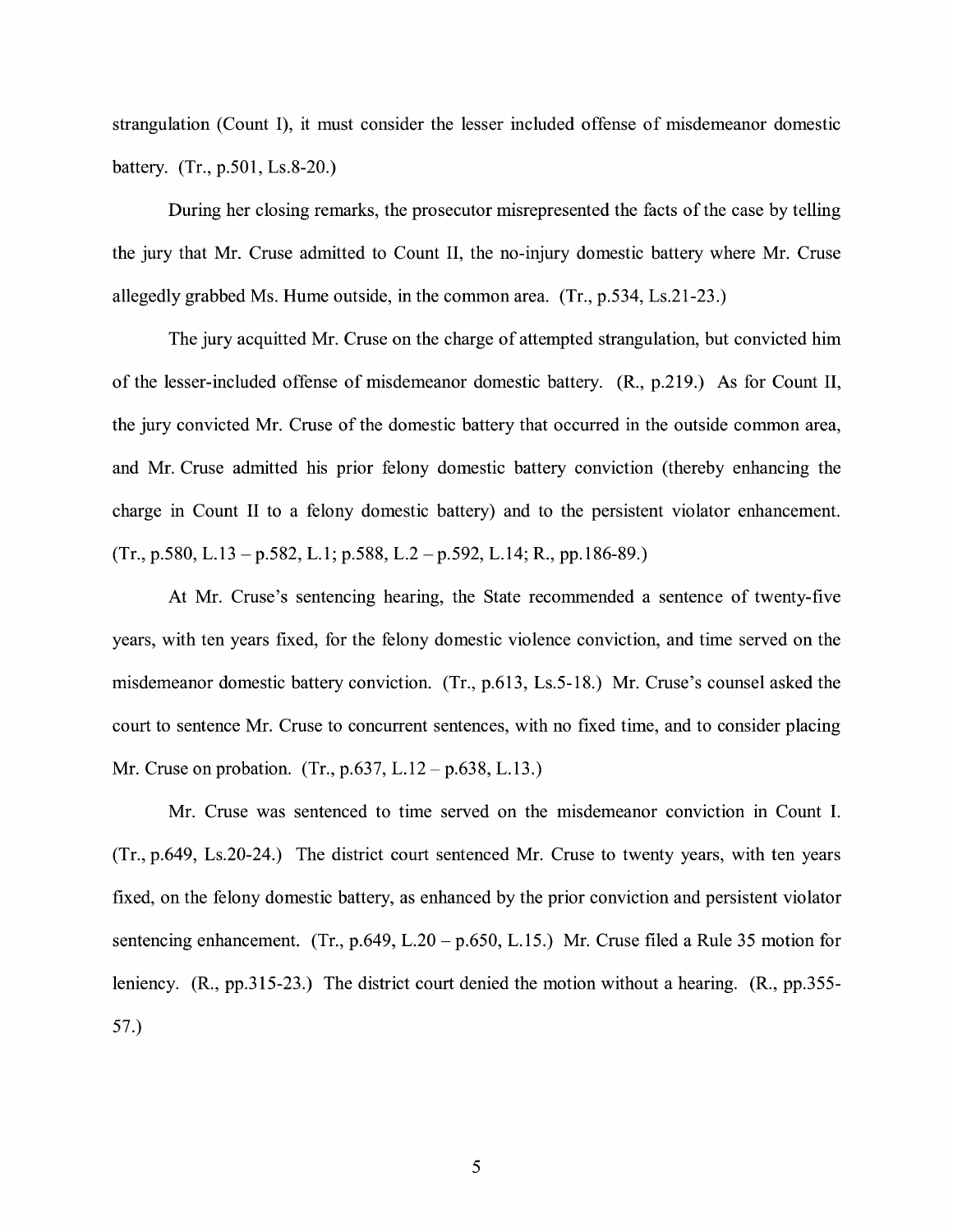strangulation (Count I), it must consider the lesser included offense of misdemeanor domestic battery. (Tr., p.501, Ls.8-20.)

During her closing remarks, the prosecutor misrepresented the facts of the case by telling the jury that Mr. Cruse admitted to Count II, the no-injury domestic battery where Mr. Cruse allegedly grabbed Ms. Hume outside, in the common area. (Tr., p.534, Ls.21-23.)

The jury acquitted Mr. Cruse on the charge of attempted strangulation, but convicted him of the lesser-included offense of misdemeanor domestic battery. (R., p.219.) As for Count II, the jury convicted Mr. Cruse of the domestic battery that occurred in the outside common area, and Mr. Cruse admitted his prior felony domestic battery conviction (thereby enhancing the charge in Count II to a felony domestic battery) and to the persistent violator enhancement. (Tr., p.580, L.13 – p.582, L.1; p.588, L.2 – p.592, L.14; R., pp.186-89.)

At Mr. Cruse's sentencing hearing, the State recommended a sentence of twenty-five years, with ten years fixed, for the felony domestic violence conviction, and time served on the misdemeanor domestic battery conviction. (Tr., p.613, Ls.5-18.) Mr. Cruse's counsel asked the court to sentence Mr. Cruse to concurrent sentences, with no fixed time, and to consider placing Mr. Cruse on probation. (Tr., p.637, L.12 – p.638, L.13.)

Mr. Cruse was sentenced to time served on the misdemeanor conviction in Count I. (Tr., p.649, Ls.20-24.) The district court sentenced Mr. Cruse to twenty years, with ten years fixed, on the felony domestic battery, as enhanced by the prior conviction and persistent violator sentencing enhancement. (Tr., p.649, L.20 – p.650, L.15.) Mr. Cruse filed a Rule 35 motion for leniency. (R., pp.315-23.) The district court denied the motion without a hearing. (R., pp.355-57.)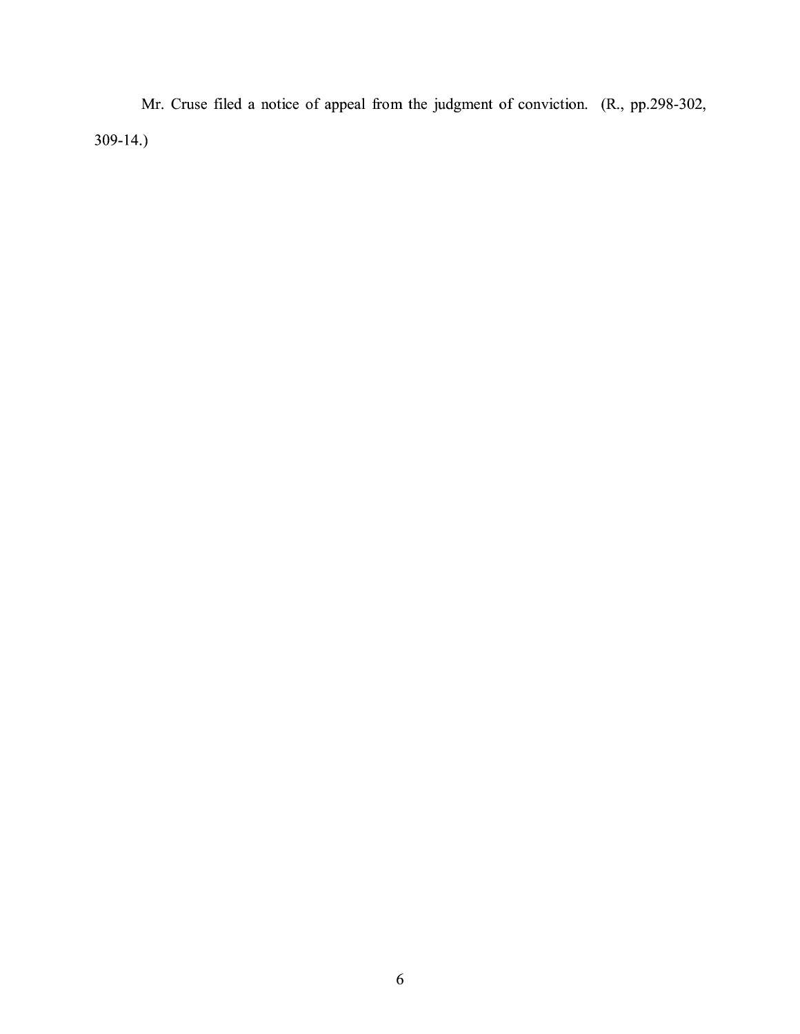Mr. Cruse filed a notice of appeal from the judgment of conviction. (R., pp.298-302, 309-14.)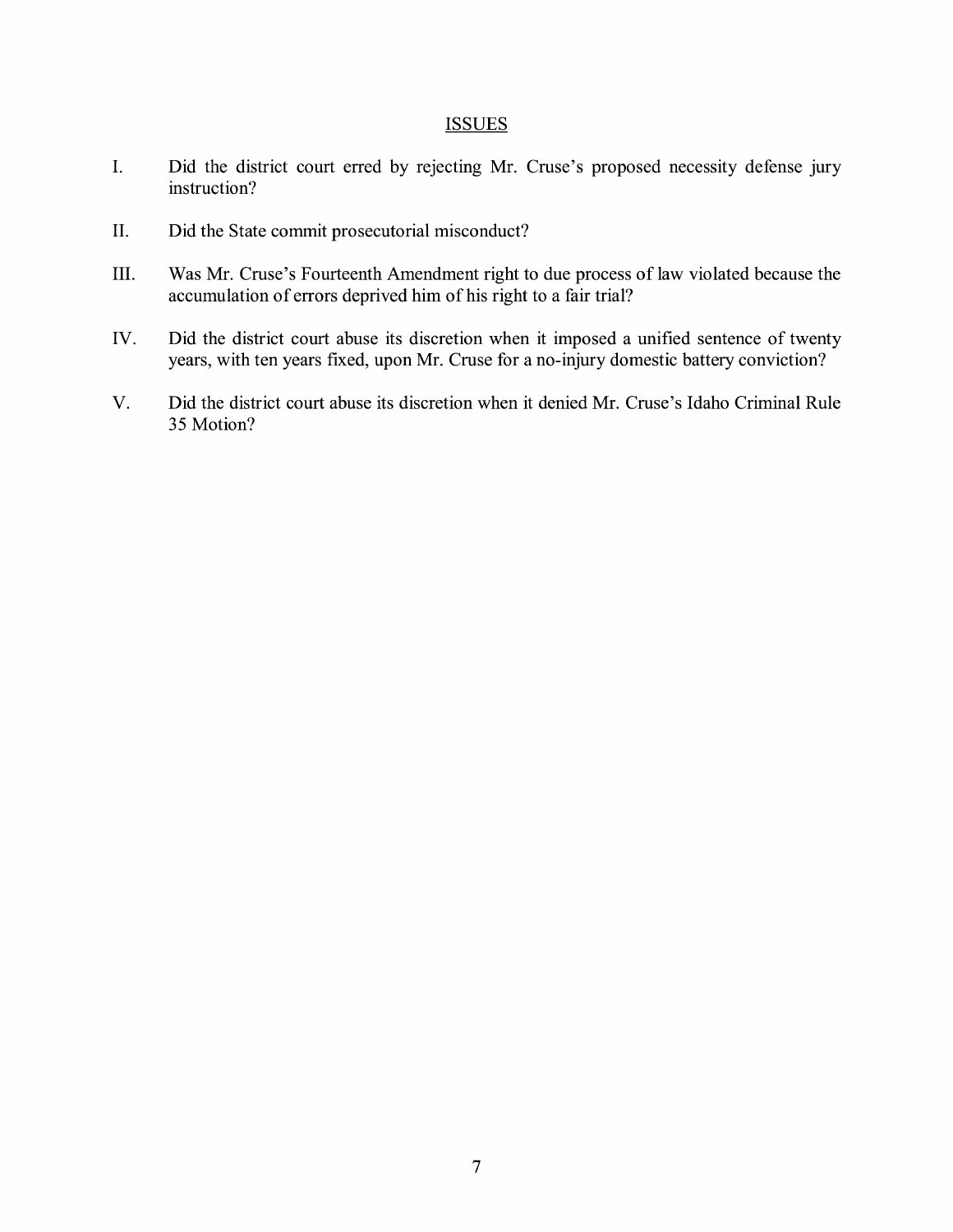## ISSUES

I. Did the district court erred by rejecting Mr. Cruse's proposed necessity defense jury instruction?

II. Did the State commit prosecutorial misconduct?

III. Was Mr. Cruse's Fourteenth Amendment right to due process of law violated because the accumulation of errors deprived him of his right to a fair trial?

IV. Did the district court abuse its discretion when it imposed a unified sentence of twenty years, with ten years fixed, upon Mr. Cruse for a no-injury domestic battery conviction?

V. Did the district court abuse its discretion when it denied Mr. Cruse's Idaho Criminal Rule 35 Motion?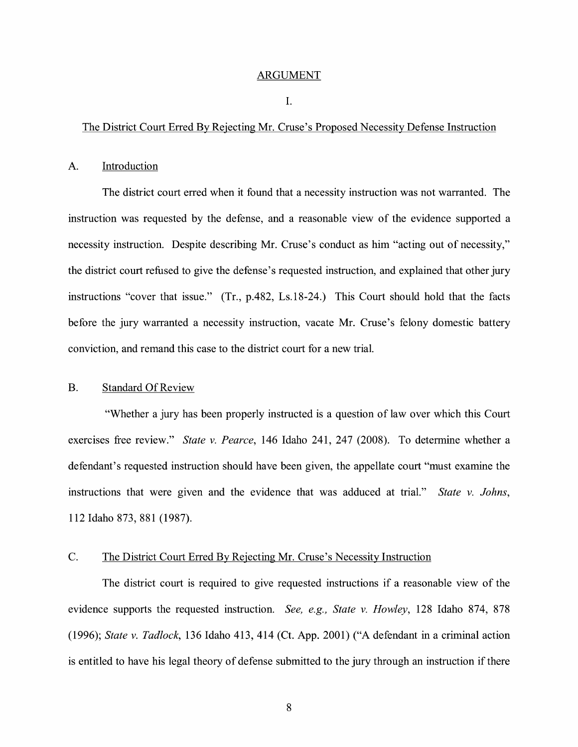## ARGUMENT

### I.

### The District Court Erred By Rejecting Mr. Cruse's Proposed Necessity Defense Instruction

#### A. Introduction

The district court erred when it found that a necessity instruction was not warranted. The instruction was requested by the defense, and a reasonable view of the evidence supported a necessity instruction. Despite describing Mr. Cruse's conduct as him "acting out of necessity," the district court refused to give the defense's requested instruction, and explained that other jury instructions "cover that issue." (Tr., p.482, Ls.18-24.) This Court should hold that the facts before the jury warranted a necessity instruction, vacate Mr. Cruse's felony domestic battery conviction, and remand this case to the district court for a new trial.

#### B. Standard Of Review

"Whether a jury has been properly instructed is a question of law over which this Court exercises free review." *State v. Pearce*, 146 Idaho 241, 247 (2008). To determine whether a defendant's requested instruction should have been given, the appellate court "must examine the instructions that were given and the evidence that was adduced at trial." *State v. Johns*, 112 Idaho 873, 881 (1987).

#### C. The District Court Erred By Rejecting Mr. Cruse's Necessity Instruction

The district court is required to give requested instructions if a reasonable view of the evidence supports the requested instruction. *See, e.g., State v. Howley*, 128 Idaho 874, 878 (1996); *State v. Tadlock*, 136 Idaho 413, 414 (Ct. App. 2001) ("A defendant in a criminal action is entitled to have his legal theory of defense submitted to the jury through an instruction if there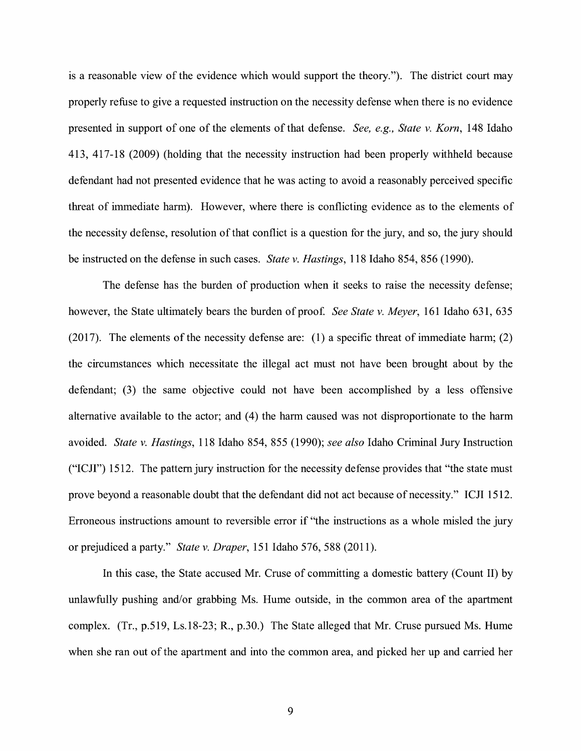is a reasonable view of the evidence which would support the theory."). The district court may properly refuse to give a requested instruction on the necessity defense when there is no evidence presented in support of one of the elements of that defense. *See, e.g., State v. Korn*, 148 Idaho 413, 417-18 (2009) (holding that the necessity instruction had been properly withheld because defendant had not presented evidence that he was acting to avoid a reasonably perceived specific threat of immediate harm). However, where there is conflicting evidence as to the elements of the necessity defense, resolution of that conflict is a question for the jury, and so, the jury should be instructed on the defense in such cases. *State v. Hastings*, 118 Idaho 854, 856 (1990).

The defense has the burden of production when it seeks to raise the necessity defense; however, the State ultimately bears the burden of proof. *See State v. Meyer*, 161 Idaho 631, 635 (2017). The elements of the necessity defense are: (1) a specific threat of immediate harm; (2) the circumstances which necessitate the illegal act must not have been brought about by the defendant; (3) the same objective could not have been accomplished by a less offensive alternative available to the actor; and (4) the harm caused was not disproportionate to the harm avoided. *State v. Hastings*, 118 Idaho 854, 855 (1990); *see also* Idaho Criminal Jury Instruction ("ICJI") 1512. The pattern jury instruction for the necessity defense provides that "the state must prove beyond a reasonable doubt that the defendant did not act because of necessity." ICJI 1512. Erroneous instructions amount to reversible error if "the instructions as a whole misled the jury or prejudiced a party." *State v. Draper*, 151 Idaho 576, 588 (2011).

In this case, the State accused Mr. Cruse of committing a domestic battery (Count II) by unlawfully pushing and/or grabbing Ms. Hume outside, in the common area of the apartment complex. (Tr., p.519, Ls.18-23; R., p.30.) The State alleged that Mr. Cruse pursued Ms. Hume when she ran out of the apartment and into the common area, and picked her up and carried her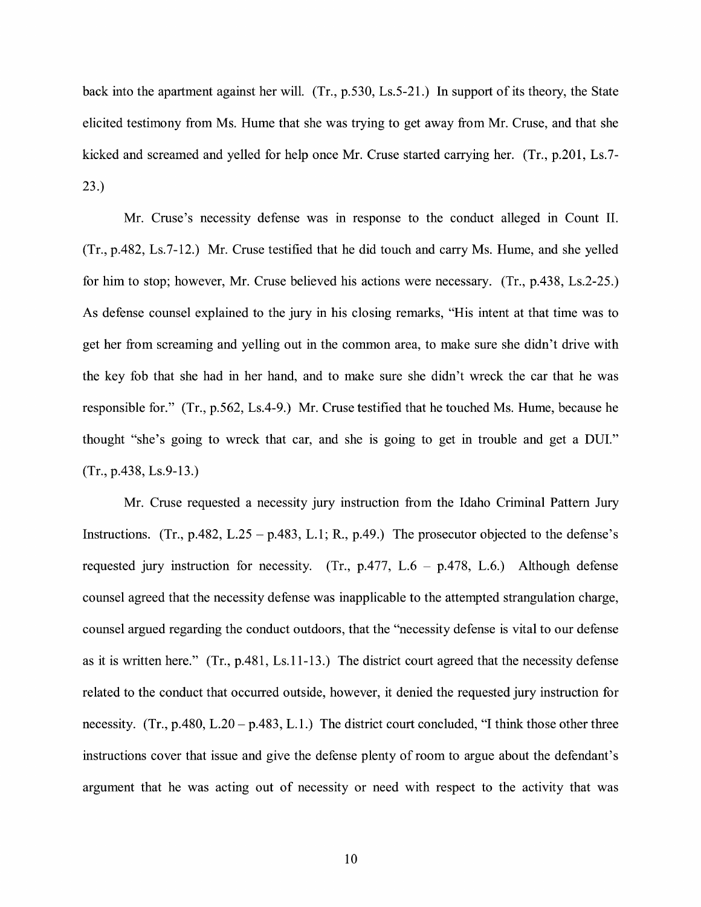back into the apartment against her will. (Tr., p.530, Ls.5-21.) In support of its theory, the State elicited testimony from Ms. Hume that she was trying to get away from Mr. Cruse, and that she kicked and screamed and yelled for help once Mr. Cruse started carrying her. (Tr., p.201, Ls.7-23.)

Mr. Cruse's necessity defense was in response to the conduct alleged in Count II. (Tr., p.482, Ls.7-12.) Mr. Cruse testified that he did touch and carry Ms. Hume, and she yelled for him to stop; however, Mr. Cruse believed his actions were necessary. (Tr., p.438, Ls.2-25.) As defense counsel explained to the jury in his closing remarks, "His intent at that time was to get her from screaming and yelling out in the common area, to make sure she didn't drive with the key fob that she had in her hand, and to make sure she didn't wreck the car that he was responsible for." (Tr., p.562, Ls.4-9.) Mr. Cruse testified that he touched Ms. Hume, because he thought "she's going to wreck that car, and she is going to get in trouble and get a DUI." (Tr., p.438, Ls.9-13.)

Mr. Cruse requested a necessity jury instruction from the Idaho Criminal Pattern Jury Instructions. (Tr., p.482, L.25 – p.483, L.1; R., p.49.) The prosecutor objected to the defense's requested jury instruction for necessity. (Tr., p.477, L.6 – p.478, L.6.) Although defense counsel agreed that the necessity defense was inapplicable to the attempted strangulation charge, counsel argued regarding the conduct outdoors, that the "necessity defense is vital to our defense as it is written here." (Tr., p.481, Ls.11-13.) The district court agreed that the necessity defense related to the conduct that occurred outside, however, it denied the requested jury instruction for necessity. (Tr., p.480, L.20 – p.483, L.1.) The district court concluded, "I think those other three instructions cover that issue and give the defense plenty of room to argue about the defendant's argument that he was acting out of necessity or need with respect to the activity that was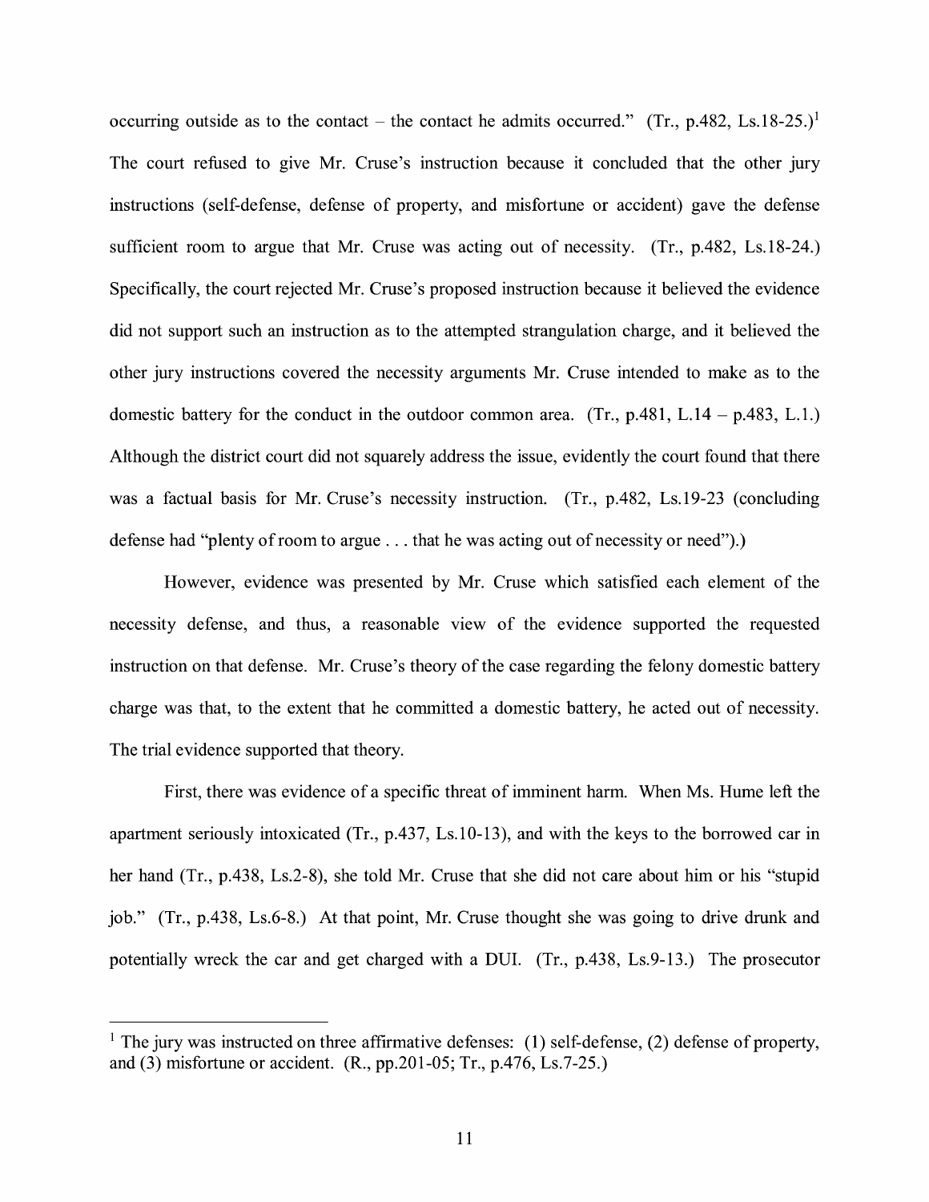occurring outside as to the contact – the contact he admits occurred." (Tr., p.482, Ls.18-25.)[1] The court refused to give Mr. Cruse's instruction because it concluded that the other jury instructions (self-defense, defense of property, and misfortune or accident) gave the defense sufficient room to argue that Mr. Cruse was acting out of necessity. (Tr., p.482, Ls.18-24.) Specifically, the court rejected Mr. Cruse's proposed instruction because it believed the evidence did not support such an instruction as to the attempted strangulation charge, and it believed the other jury instructions covered the necessity arguments Mr. Cruse intended to make as to the domestic battery for the conduct in the outdoor common area. (Tr., p.481, L.14 – p.483, L.1.) Although the district court did not squarely address the issue, evidently the court found that there was a factual basis for Mr. Cruse's necessity instruction. (Tr., p.482, Ls.19-23 (concluding defense had "plenty of room to argue . . . that he was acting out of necessity or need").)

However, evidence was presented by Mr. Cruse which satisfied each element of the necessity defense, and thus, a reasonable view of the evidence supported the requested instruction on that defense. Mr. Cruse's theory of the case regarding the felony domestic battery charge was that, to the extent that he committed a domestic battery, he acted out of necessity. The trial evidence supported that theory.

First, there was evidence of a specific threat of imminent harm. When Ms. Hume left the apartment seriously intoxicated (Tr., p.437, Ls.10-13), and with the keys to the borrowed car in her hand (Tr., p.438, Ls.2-8), she told Mr. Cruse that she did not care about him or his "stupid job." (Tr., p.438, Ls.6-8.) At that point, Mr. Cruse thought she was going to drive drunk and potentially wreck the car and get charged with a DUI. (Tr., p.438, Ls.9-13.) The prosecutor

---

[1] The jury was instructed on three affirmative defenses: (1) self-defense, (2) defense of property, and (3) misfortune or accident. (R., pp.201-05; Tr., p.476, Ls.7-25.)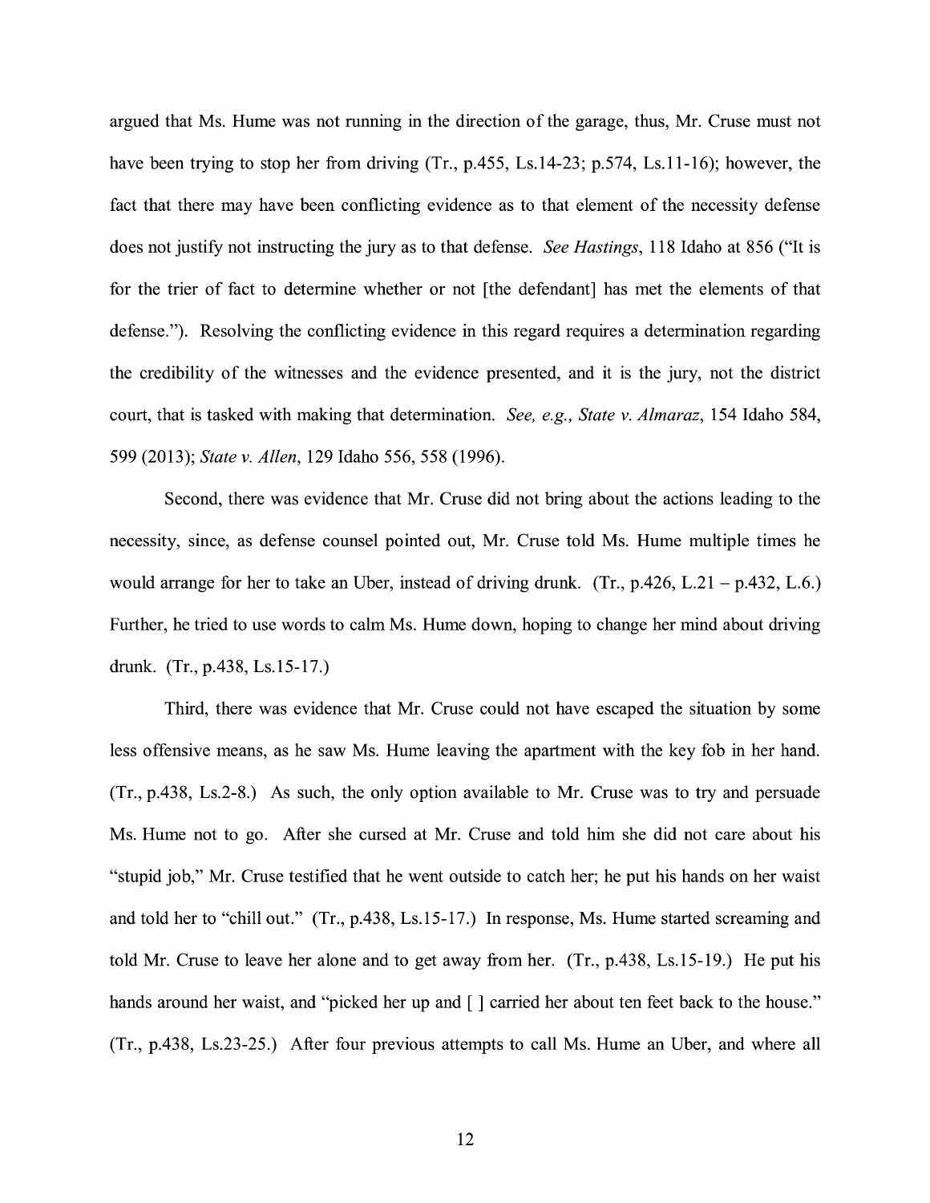argued that Ms. Hume was not running in the direction of the garage, thus, Mr. Cruse must not have been trying to stop her from driving (Tr., p.455, Ls.14-23; p.574, Ls.11-16); however, the fact that there may have been conflicting evidence as to that element of the necessity defense does not justify not instructing the jury as to that defense. *See Hastings*, 118 Idaho at 856 ("It is for the trier of fact to determine whether or not [the defendant] has met the elements of that defense."). Resolving the conflicting evidence in this regard requires a determination regarding the credibility of the witnesses and the evidence presented, and it is the jury, not the district court, that is tasked with making that determination. *See, e.g., State v. Almaraz*, 154 Idaho 584, 599 (2013); *State v. Allen*, 129 Idaho 556, 558 (1996).

Second, there was evidence that Mr. Cruse did not bring about the actions leading to the necessity, since, as defense counsel pointed out, Mr. Cruse told Ms. Hume multiple times he would arrange for her to take an Uber, instead of driving drunk. (Tr., p.426, L.21 – p.432, L.6.) Further, he tried to use words to calm Ms. Hume down, hoping to change her mind about driving drunk. (Tr., p.438, Ls.15-17.)

Third, there was evidence that Mr. Cruse could not have escaped the situation by some less offensive means, as he saw Ms. Hume leaving the apartment with the key fob in her hand. (Tr., p.438, Ls.2-8.) As such, the only option available to Mr. Cruse was to try and persuade Ms. Hume not to go. After she cursed at Mr. Cruse and told him she did not care about his "stupid job," Mr. Cruse testified that he went outside to catch her; he put his hands on her waist and told her to "chill out." (Tr., p.438, Ls.15-17.) In response, Ms. Hume started screaming and told Mr. Cruse to leave her alone and to get away from her. (Tr., p.438, Ls.15-19.) He put his hands around her waist, and "picked her up and [ ] carried her about ten feet back to the house." (Tr., p.438, Ls.23-25.) After four previous attempts to call Ms. Hume an Uber, and where all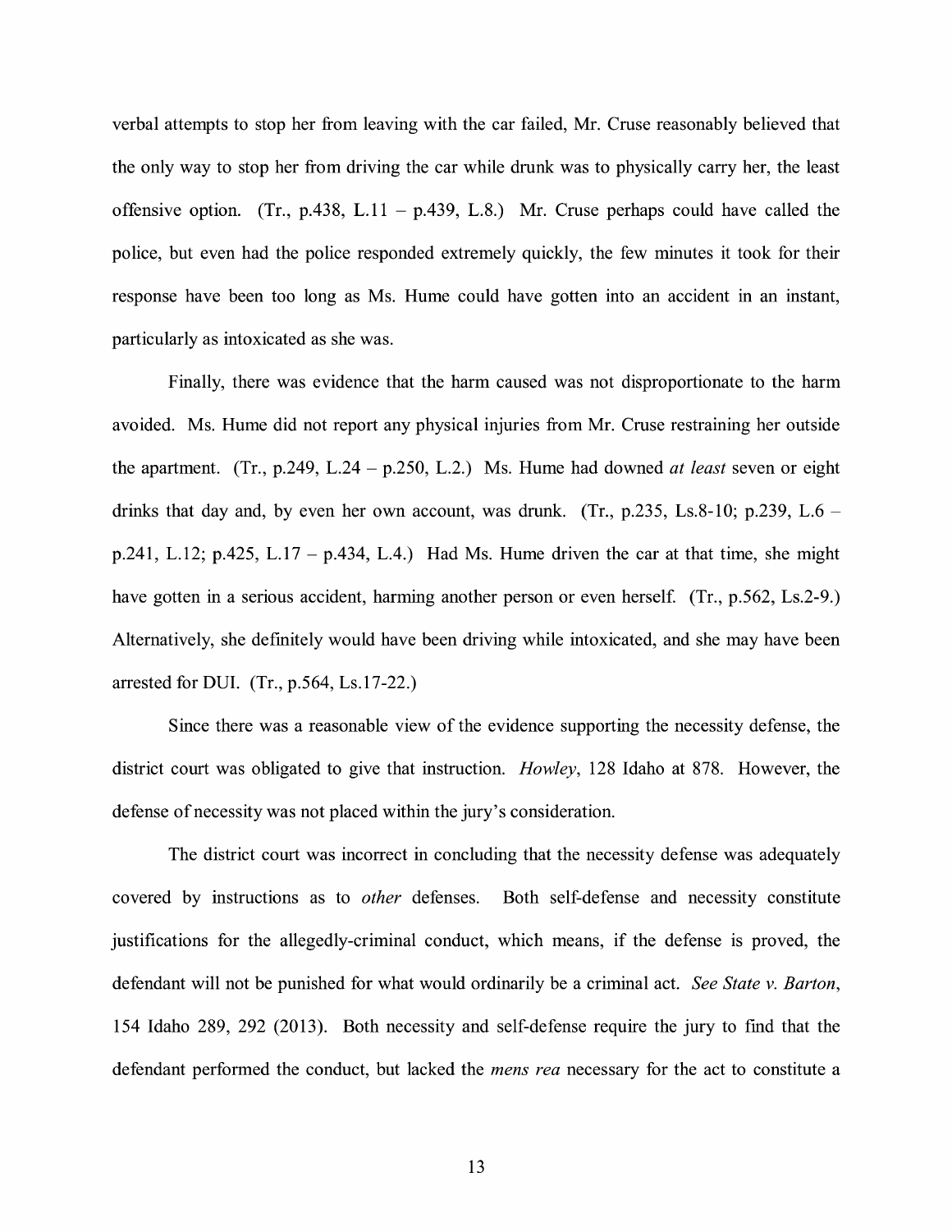verbal attempts to stop her from leaving with the car failed, Mr. Cruse reasonably believed that the only way to stop her from driving the car while drunk was to physically carry her, the least offensive option. (Tr., p.438, L.11 – p.439, L.8.) Mr. Cruse perhaps could have called the police, but even had the police responded extremely quickly, the few minutes it took for their response have been too long as Ms. Hume could have gotten into an accident in an instant, particularly as intoxicated as she was.

Finally, there was evidence that the harm caused was not disproportionate to the harm avoided. Ms. Hume did not report any physical injuries from Mr. Cruse restraining her outside the apartment. (Tr., p.249, L.24 – p.250, L.2.) Ms. Hume had downed *at least* seven or eight drinks that day and, by even her own account, was drunk. (Tr., p.235, Ls.8-10; p.239, L.6 – p.241, L.12; p.425, L.17 – p.434, L.4.) Had Ms. Hume driven the car at that time, she might have gotten in a serious accident, harming another person or even herself. (Tr., p.562, Ls.2-9.) Alternatively, she definitely would have been driving while intoxicated, and she may have been arrested for DUI. (Tr., p.564, Ls.17-22.)

Since there was a reasonable view of the evidence supporting the necessity defense, the district court was obligated to give that instruction. *Howley*, 128 Idaho at 878. However, the defense of necessity was not placed within the jury's consideration.

The district court was incorrect in concluding that the necessity defense was adequately covered by instructions as to *other* defenses. Both self-defense and necessity constitute justifications for the allegedly-criminal conduct, which means, if the defense is proved, the defendant will not be punished for what would ordinarily be a criminal act. *See State v. Barton*, 154 Idaho 289, 292 (2013). Both necessity and self-defense require the jury to find that the defendant performed the conduct, but lacked the *mens rea* necessary for the act to constitute a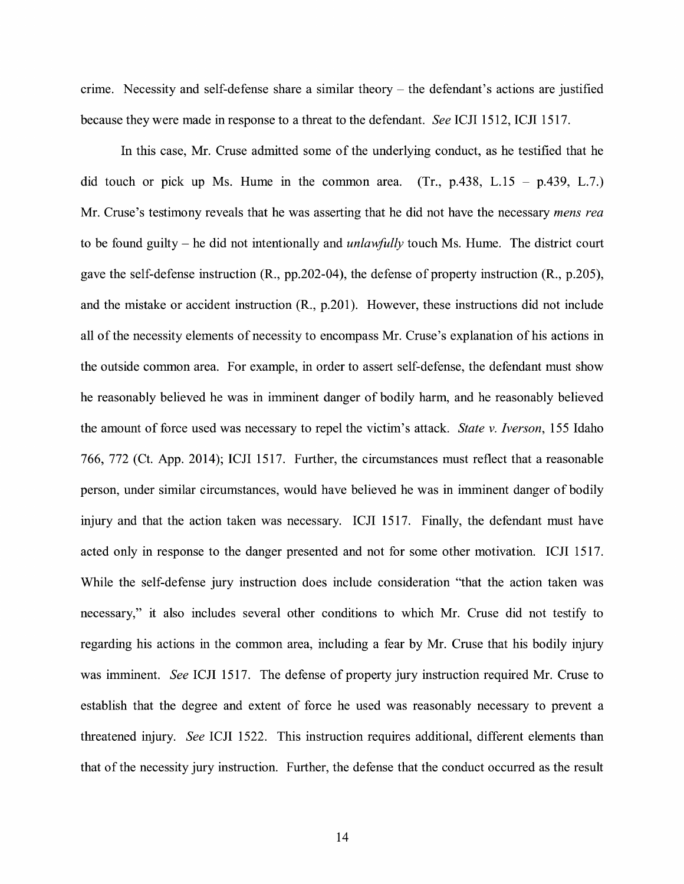crime. Necessity and self-defense share a similar theory – the defendant's actions are justified because they were made in response to a threat to the defendant. *See* ICJI 1512, ICJI 1517.

In this case, Mr. Cruse admitted some of the underlying conduct, as he testified that he did touch or pick up Ms. Hume in the common area. (Tr., p.438, L.15 – p.439, L.7.) Mr. Cruse's testimony reveals that he was asserting that he did not have the necessary *mens rea* to be found guilty – he did not intentionally and *unlawfully* touch Ms. Hume. The district court gave the self-defense instruction (R., pp.202-04), the defense of property instruction (R., p.205), and the mistake or accident instruction (R., p.201). However, these instructions did not include all of the necessity elements of necessity to encompass Mr. Cruse's explanation of his actions in the outside common area. For example, in order to assert self-defense, the defendant must show he reasonably believed he was in imminent danger of bodily harm, and he reasonably believed the amount of force used was necessary to repel the victim's attack. *State v. Iverson*, 155 Idaho 766, 772 (Ct. App. 2014); ICJI 1517. Further, the circumstances must reflect that a reasonable person, under similar circumstances, would have believed he was in imminent danger of bodily injury and that the action taken was necessary. ICJI 1517. Finally, the defendant must have acted only in response to the danger presented and not for some other motivation. ICJI 1517. While the self-defense jury instruction does include consideration "that the action taken was necessary," it also includes several other conditions to which Mr. Cruse did not testify to regarding his actions in the common area, including a fear by Mr. Cruse that his bodily injury was imminent. *See* ICJI 1517. The defense of property jury instruction required Mr. Cruse to establish that the degree and extent of force he used was reasonably necessary to prevent a threatened injury. *See* ICJI 1522. This instruction requires additional, different elements than that of the necessity jury instruction. Further, the defense that the conduct occurred as the result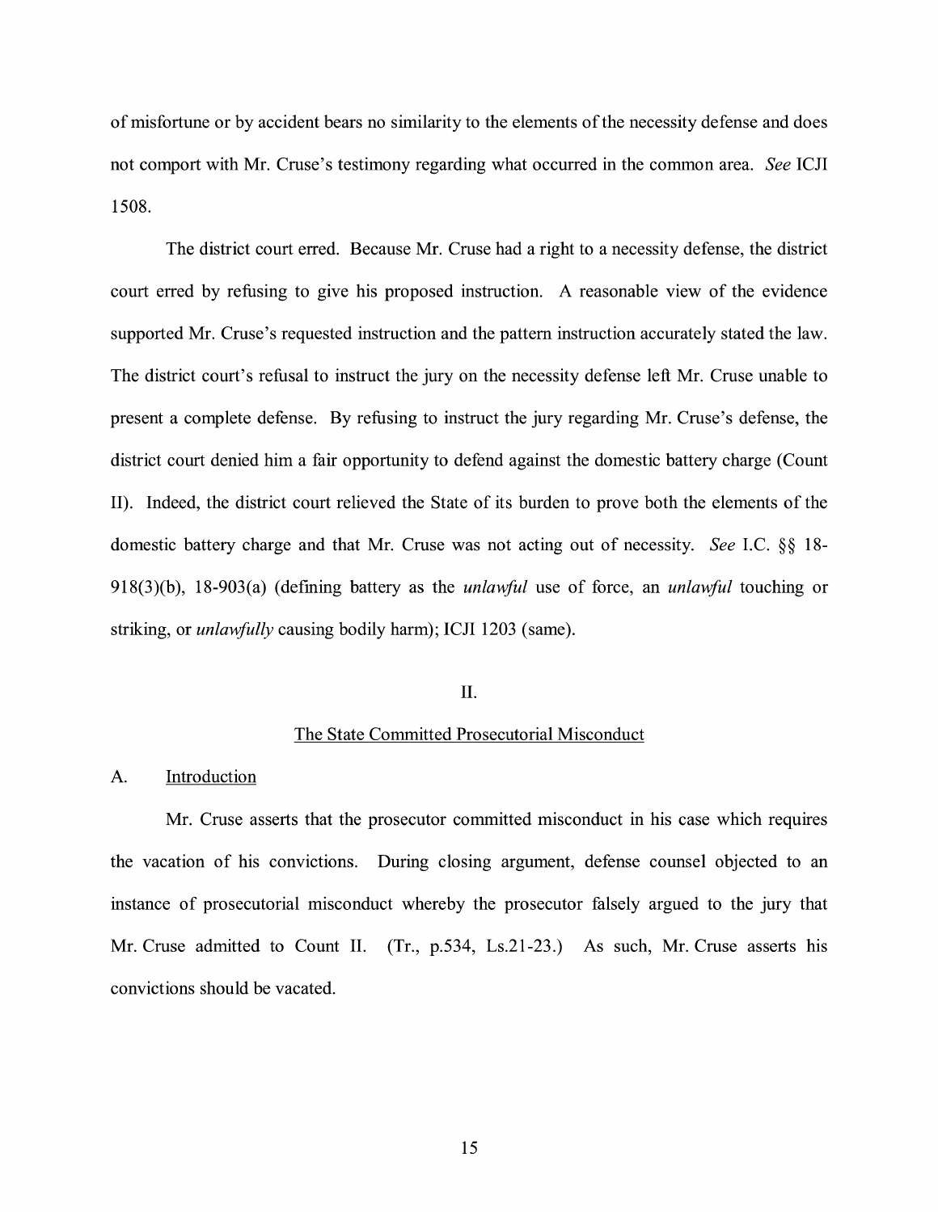of misfortune or by accident bears no similarity to the elements of the necessity defense and does not comport with Mr. Cruse's testimony regarding what occurred in the common area. *See* ICJI 1508.

The district court erred. Because Mr. Cruse had a right to a necessity defense, the district court erred by refusing to give his proposed instruction. A reasonable view of the evidence supported Mr. Cruse's requested instruction and the pattern instruction accurately stated the law. The district court's refusal to instruct the jury on the necessity defense left Mr. Cruse unable to present a complete defense. By refusing to instruct the jury regarding Mr. Cruse's defense, the district court denied him a fair opportunity to defend against the domestic battery charge (Count II). Indeed, the district court relieved the State of its burden to prove both the elements of the domestic battery charge and that Mr. Cruse was not acting out of necessity. *See* I.C. §§ 18-918(3)(b), 18-903(a) (defining battery as the *unlawful* use of force, an *unlawful* touching or striking, or *unlawfully* causing bodily harm); ICJI 1203 (same).

## II.

## <u>The State Committed Prosecutorial Misconduct</u>

### A. <u>Introduction</u>

Mr. Cruse asserts that the prosecutor committed misconduct in his case which requires the vacation of his convictions. During closing argument, defense counsel objected to an instance of prosecutorial misconduct whereby the prosecutor falsely argued to the jury that Mr. Cruse admitted to Count II. (Tr., p.534, Ls.21-23.) As such, Mr. Cruse asserts his convictions should be vacated.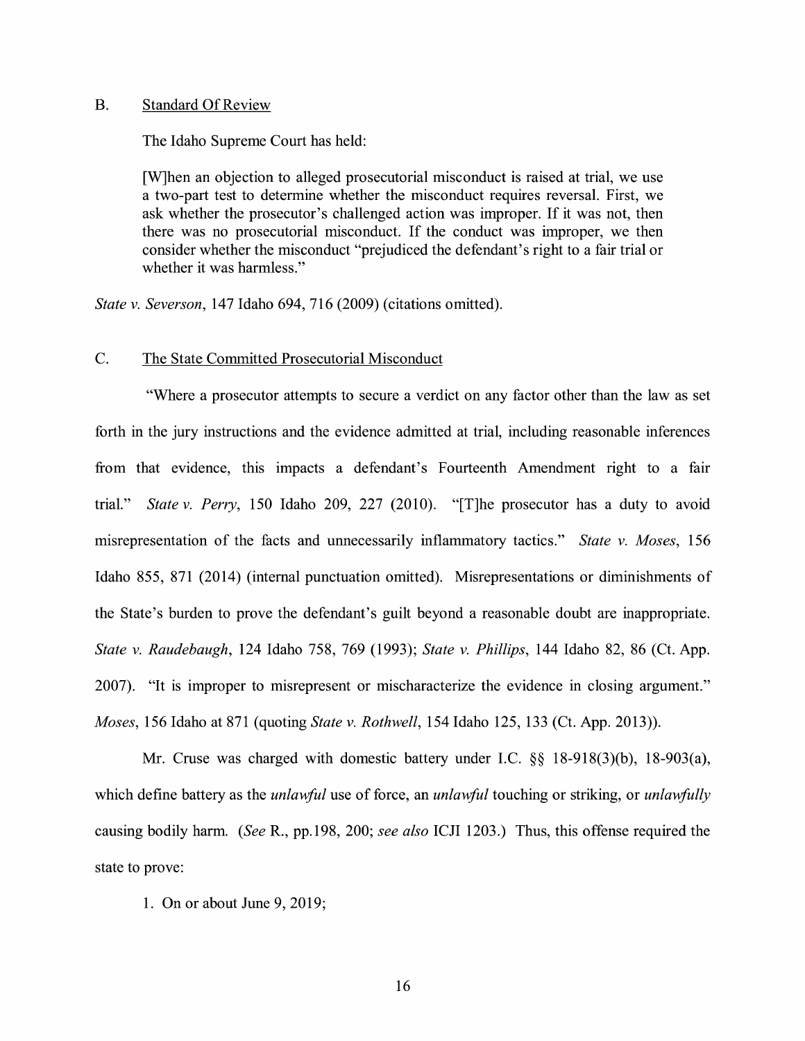### B. Standard Of Review

The Idaho Supreme Court has held:

> [W]hen an objection to alleged prosecutorial misconduct is raised at trial, we use a two-part test to determine whether the misconduct requires reversal. First, we ask whether the prosecutor's challenged action was improper. If it was not, then there was no prosecutorial misconduct. If the conduct was improper, we then consider whether the misconduct "prejudiced the defendant's right to a fair trial or whether it was harmless."

*State v. Severson*, 147 Idaho 694, 716 (2009) (citations omitted).

### C. The State Committed Prosecutorial Misconduct

"Where a prosecutor attempts to secure a verdict on any factor other than the law as set forth in the jury instructions and the evidence admitted at trial, including reasonable inferences from that evidence, this impacts a defendant's Fourteenth Amendment right to a fair trial." *State v. Perry*, 150 Idaho 209, 227 (2010). "[T]he prosecutor has a duty to avoid misrepresentation of the facts and unnecessarily inflammatory tactics." *State v. Moses*, 156 Idaho 855, 871 (2014) (internal punctuation omitted). Misrepresentations or diminishments of the State's burden to prove the defendant's guilt beyond a reasonable doubt are inappropriate. *State v. Raudebaugh*, 124 Idaho 758, 769 (1993); *State v. Phillips*, 144 Idaho 82, 86 (Ct. App. 2007). "It is improper to misrepresent or mischaracterize the evidence in closing argument." *Moses*, 156 Idaho at 871 (quoting *State v. Rothwell*, 154 Idaho 125, 133 (Ct. App. 2013)).

Mr. Cruse was charged with domestic battery under I.C. §§ 18-918(3)(b), 18-903(a), which define battery as the *unlawful* use of force, an *unlawful* touching or striking, or *unlawfully* causing bodily harm. (*See* R., pp.198, 200; *see also* ICJI 1203.) Thus, this offense required the state to prove:

1. On or about June 9, 2019;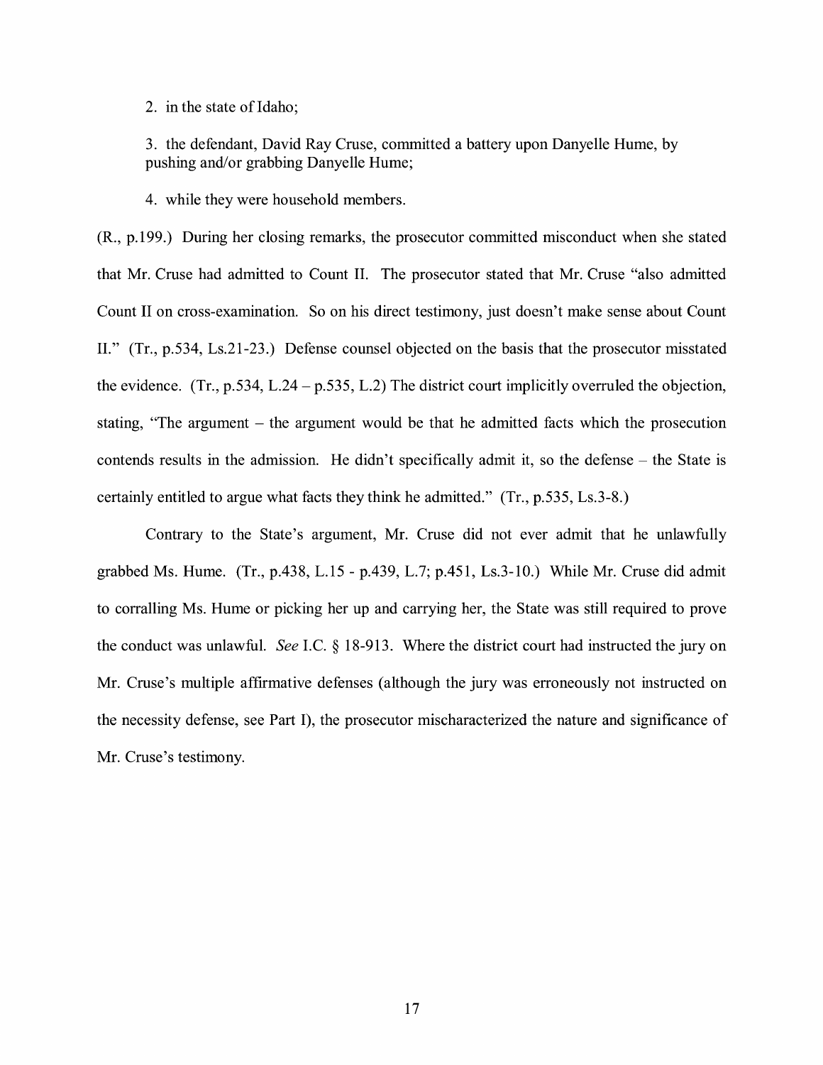2. in the state of Idaho;

3. the defendant, David Ray Cruse, committed a battery upon Danyelle Hume, by pushing and/or grabbing Danyelle Hume;

4. while they were household members.

(R., p.199.) During her closing remarks, the prosecutor committed misconduct when she stated that Mr. Cruse had admitted to Count II. The prosecutor stated that Mr. Cruse "also admitted Count II on cross-examination. So on his direct testimony, just doesn't make sense about Count II." (Tr., p.534, Ls.21-23.) Defense counsel objected on the basis that the prosecutor misstated the evidence. (Tr., p.534, L.24 – p.535, L.2) The district court implicitly overruled the objection, stating, "The argument – the argument would be that he admitted facts which the prosecution contends results in the admission. He didn't specifically admit it, so the defense – the State is certainly entitled to argue what facts they think he admitted." (Tr., p.535, Ls.3-8.)

Contrary to the State's argument, Mr. Cruse did not ever admit that he unlawfully grabbed Ms. Hume. (Tr., p.438, L.15 - p.439, L.7; p.451, Ls.3-10.) While Mr. Cruse did admit to corralling Ms. Hume or picking her up and carrying her, the State was still required to prove the conduct was unlawful. *See* I.C. § 18-913. Where the district court had instructed the jury on Mr. Cruse's multiple affirmative defenses (although the jury was erroneously not instructed on the necessity defense, see Part I), the prosecutor mischaracterized the nature and significance of Mr. Cruse's testimony.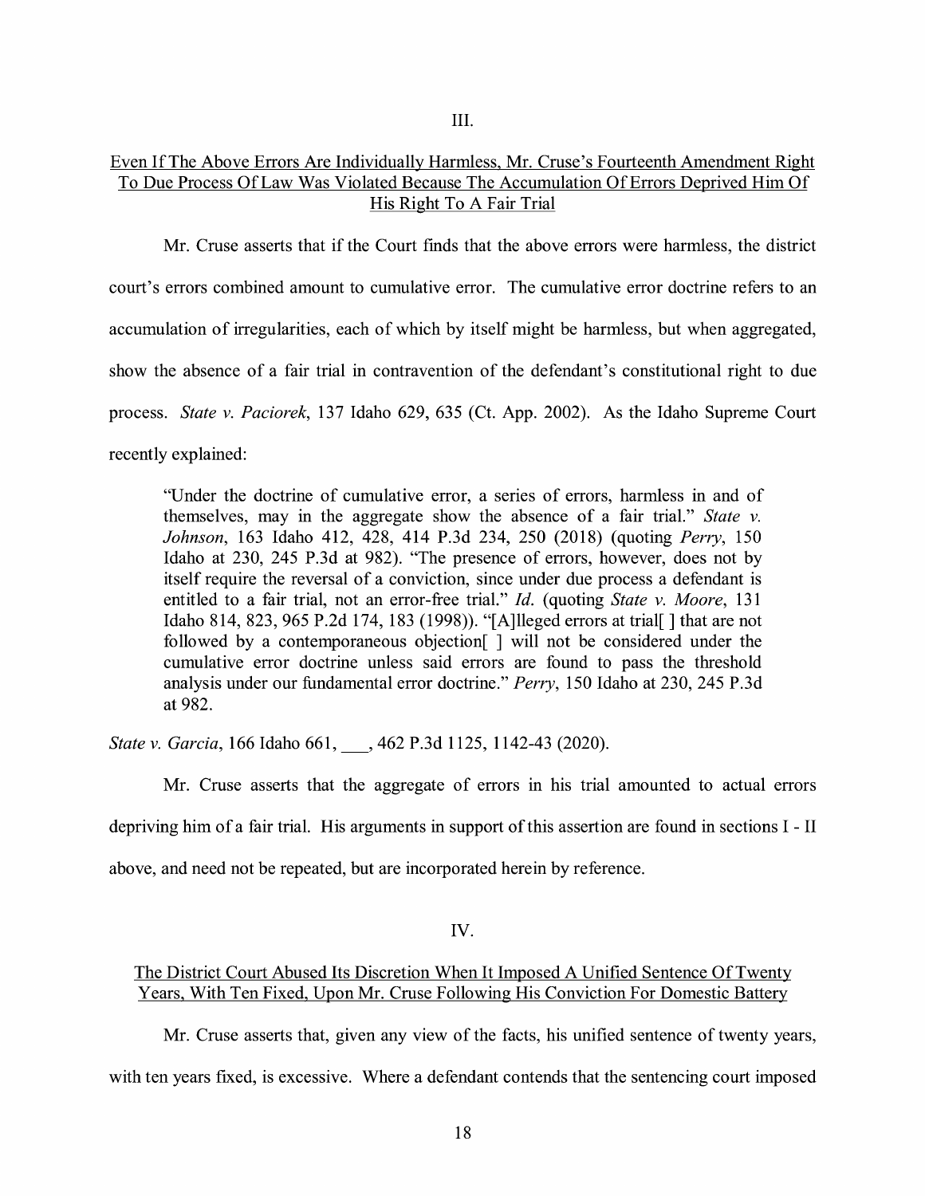III.

Even If The Above Errors Are Individually Harmless, Mr. Cruse's Fourteenth Amendment Right To Due Process Of Law Was Violated Because The Accumulation Of Errors Deprived Him Of His Right To A Fair Trial

Mr. Cruse asserts that if the Court finds that the above errors were harmless, the district court's errors combined amount to cumulative error. The cumulative error doctrine refers to an accumulation of irregularities, each of which by itself might be harmless, but when aggregated, show the absence of a fair trial in contravention of the defendant's constitutional right to due process. *State v. Paciorek*, 137 Idaho 629, 635 (Ct. App. 2002). As the Idaho Supreme Court recently explained:

> "Under the doctrine of cumulative error, a series of errors, harmless in and of themselves, may in the aggregate show the absence of a fair trial." *State v. Johnson*, 163 Idaho 412, 428, 414 P.3d 234, 250 (2018) (quoting *Perry*, 150 Idaho at 230, 245 P.3d at 982). "The presence of errors, however, does not by itself require the reversal of a conviction, since under due process a defendant is entitled to a fair trial, not an error-free trial." *Id.* (quoting *State v. Moore*, 131 Idaho 814, 823, 965 P.2d 174, 183 (1998)). "[A]lleged errors at trial[ ] that are not followed by a contemporaneous objection[ ] will not be considered under the cumulative error doctrine unless said errors are found to pass the threshold analysis under our fundamental error doctrine." *Perry*, 150 Idaho at 230, 245 P.3d at 982.

*State v. Garcia*, 166 Idaho 661, ___, 462 P.3d 1125, 1142-43 (2020).

Mr. Cruse asserts that the aggregate of errors in his trial amounted to actual errors depriving him of a fair trial. His arguments in support of this assertion are found in sections I - II above, and need not be repeated, but are incorporated herein by reference.

IV.

The District Court Abused Its Discretion When It Imposed A Unified Sentence Of Twenty Years, With Ten Fixed, Upon Mr. Cruse Following His Conviction For Domestic Battery

Mr. Cruse asserts that, given any view of the facts, his unified sentence of twenty years, with ten years fixed, is excessive. Where a defendant contends that the sentencing court imposed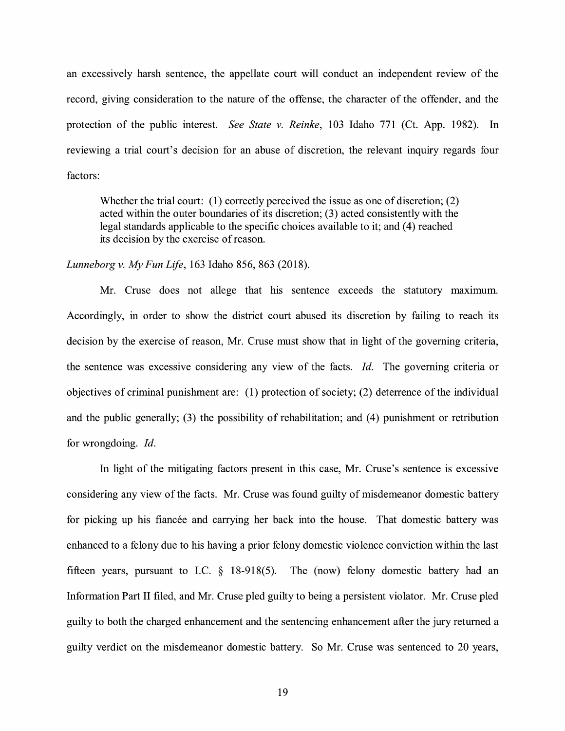an excessively harsh sentence, the appellate court will conduct an independent review of the record, giving consideration to the nature of the offense, the character of the offender, and the protection of the public interest. *See State v. Reinke*, 103 Idaho 771 (Ct. App. 1982). In reviewing a trial court's decision for an abuse of discretion, the relevant inquiry regards four factors:

> Whether the trial court: (1) correctly perceived the issue as one of discretion; (2) acted within the outer boundaries of its discretion; (3) acted consistently with the legal standards applicable to the specific choices available to it; and (4) reached its decision by the exercise of reason.

*Lunneborg v. My Fun Life*, 163 Idaho 856, 863 (2018).

Mr. Cruse does not allege that his sentence exceeds the statutory maximum. Accordingly, in order to show the district court abused its discretion by failing to reach its decision by the exercise of reason, Mr. Cruse must show that in light of the governing criteria, the sentence was excessive considering any view of the facts. *Id.* The governing criteria or objectives of criminal punishment are: (1) protection of society; (2) deterrence of the individual and the public generally; (3) the possibility of rehabilitation; and (4) punishment or retribution for wrongdoing. *Id.*

In light of the mitigating factors present in this case, Mr. Cruse's sentence is excessive considering any view of the facts. Mr. Cruse was found guilty of misdemeanor domestic battery for picking up his fiancée and carrying her back into the house. That domestic battery was enhanced to a felony due to his having a prior felony domestic violence conviction within the last fifteen years, pursuant to I.C. § 18-918(5). The (now) felony domestic battery had an Information Part II filed, and Mr. Cruse pled guilty to being a persistent violator. Mr. Cruse pled guilty to both the charged enhancement and the sentencing enhancement after the jury returned a guilty verdict on the misdemeanor domestic battery. So Mr. Cruse was sentenced to 20 years,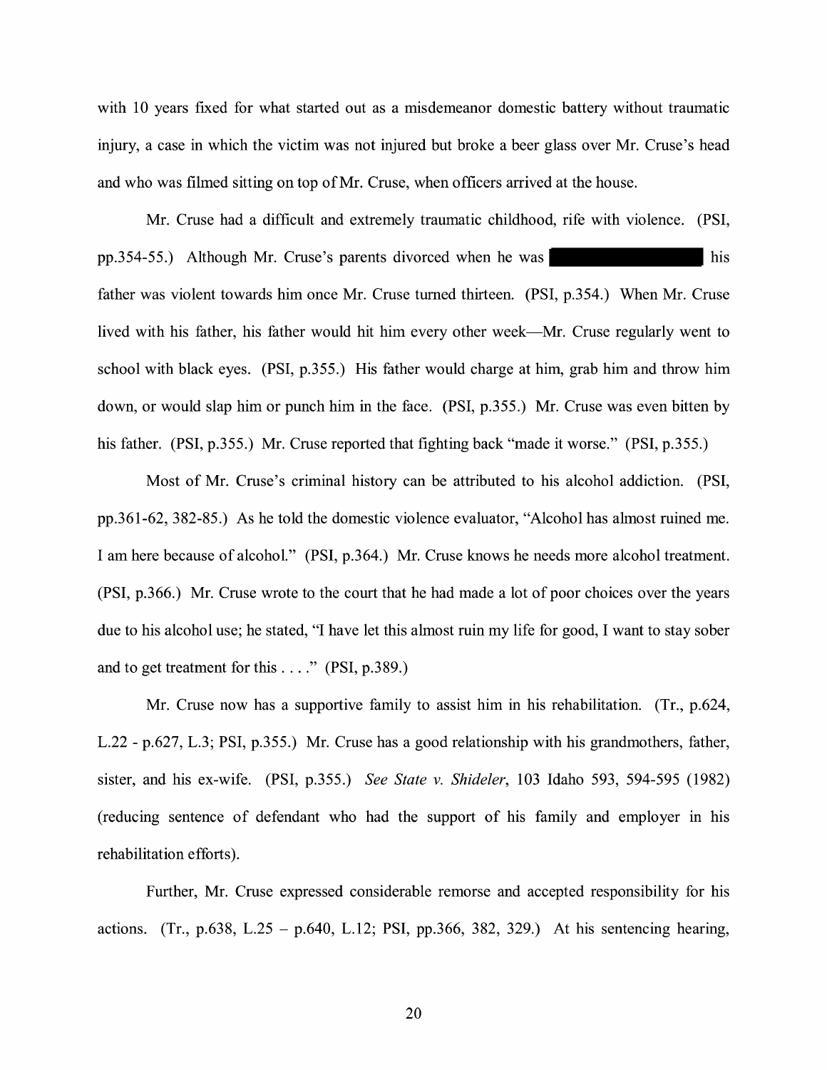with 10 years fixed for what started out as a misdemeanor domestic battery without traumatic injury, a case in which the victim was not injured but broke a beer glass over Mr. Cruse's head and who was filmed sitting on top of Mr. Cruse, when officers arrived at the house.

Mr. Cruse had a difficult and extremely traumatic childhood, rife with violence. (PSI, pp.354-55.) Although Mr. Cruse's parents divorced when he was [REDACTED] his father was violent towards him once Mr. Cruse turned thirteen. (PSI, p.354.) When Mr. Cruse lived with his father, his father would hit him every other week—Mr. Cruse regularly went to school with black eyes. (PSI, p.355.) His father would charge at him, grab him and throw him down, or would slap him or punch him in the face. (PSI, p.355.) Mr. Cruse was even bitten by his father. (PSI, p.355.) Mr. Cruse reported that fighting back "made it worse." (PSI, p.355.)

Most of Mr. Cruse's criminal history can be attributed to his alcohol addiction. (PSI, pp.361-62, 382-85.) As he told the domestic violence evaluator, "Alcohol has almost ruined me. I am here because of alcohol." (PSI, p.364.) Mr. Cruse knows he needs more alcohol treatment. (PSI, p.366.) Mr. Cruse wrote to the court that he had made a lot of poor choices over the years due to his alcohol use; he stated, "I have let this almost ruin my life for good, I want to stay sober and to get treatment for this . . . ." (PSI, p.389.)

Mr. Cruse now has a supportive family to assist him in his rehabilitation. (Tr., p.624, L.22 - p.627, L.3; PSI, p.355.) Mr. Cruse has a good relationship with his grandmothers, father, sister, and his ex-wife. (PSI, p.355.) *See State v. Shideler*, 103 Idaho 593, 594-595 (1982) (reducing sentence of defendant who had the support of his family and employer in his rehabilitation efforts).

Further, Mr. Cruse expressed considerable remorse and accepted responsibility for his actions. (Tr., p.638, L.25 – p.640, L.12; PSI, pp.366, 382, 329.) At his sentencing hearing,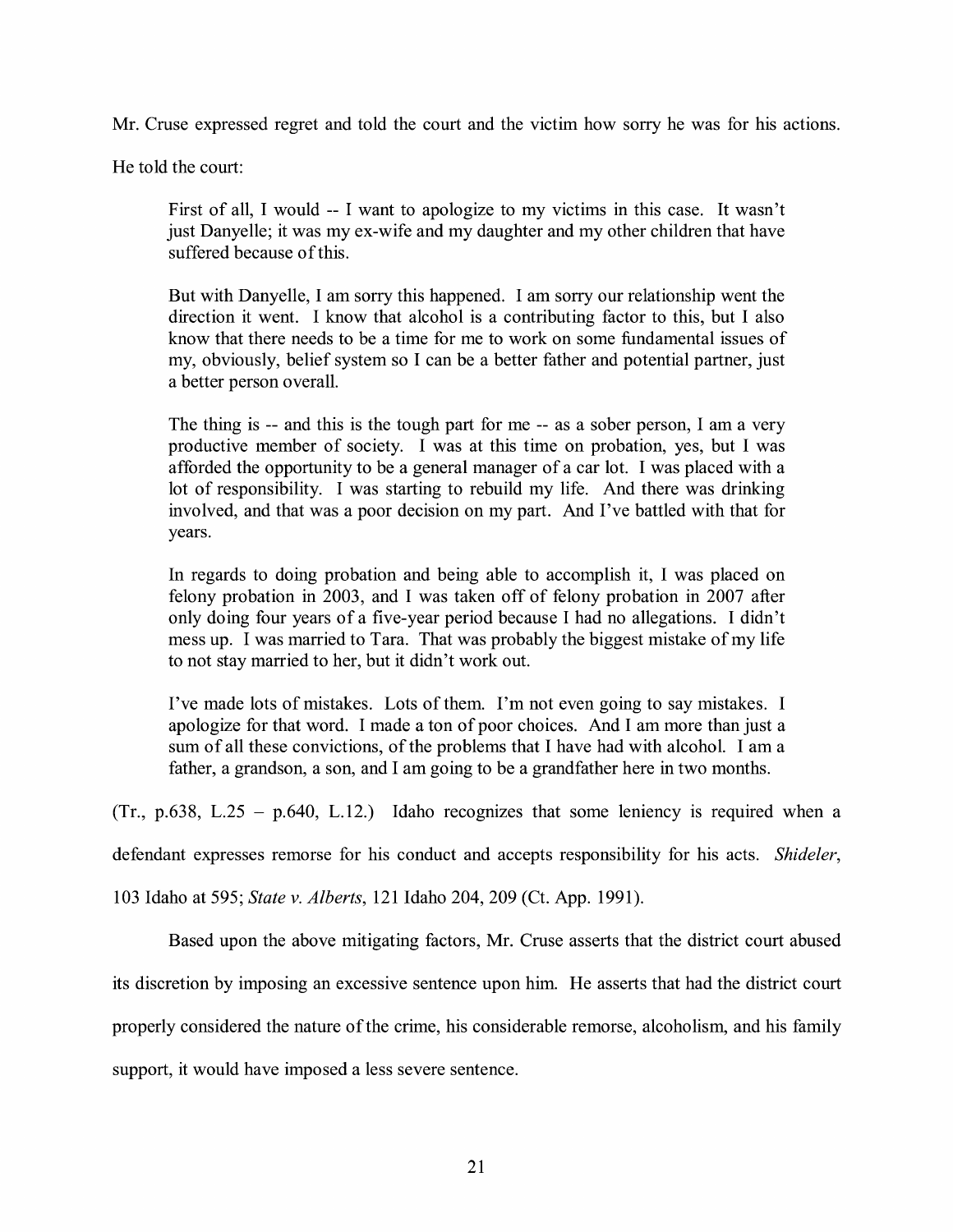Mr. Cruse expressed regret and told the court and the victim how sorry he was for his actions. He told the court:

> First of all, I would -- I want to apologize to my victims in this case. It wasn't just Danyelle; it was my ex-wife and my daughter and my other children that have suffered because of this.
>
> But with Danyelle, I am sorry this happened. I am sorry our relationship went the direction it went. I know that alcohol is a contributing factor to this, but I also know that there needs to be a time for me to work on some fundamental issues of my, obviously, belief system so I can be a better father and potential partner, just a better person overall.
>
> The thing is -- and this is the tough part for me -- as a sober person, I am a very productive member of society. I was at this time on probation, yes, but I was afforded the opportunity to be a general manager of a car lot. I was placed with a lot of responsibility. I was starting to rebuild my life. And there was drinking involved, and that was a poor decision on my part. And I've battled with that for years.
>
> In regards to doing probation and being able to accomplish it, I was placed on felony probation in 2003, and I was taken off of felony probation in 2007 after only doing four years of a five-year period because I had no allegations. I didn't mess up. I was married to Tara. That was probably the biggest mistake of my life to not stay married to her, but it didn't work out.
>
> I've made lots of mistakes. Lots of them. I'm not even going to say mistakes. I apologize for that word. I made a ton of poor choices. And I am more than just a sum of all these convictions, of the problems that I have had with alcohol. I am a father, a grandson, a son, and I am going to be a grandfather here in two months.

(Tr., p.638, L.25 – p.640, L.12.) Idaho recognizes that some leniency is required when a defendant expresses remorse for his conduct and accepts responsibility for his acts. *Shideler*, 103 Idaho at 595; *State v. Alberts*, 121 Idaho 204, 209 (Ct. App. 1991).

Based upon the above mitigating factors, Mr. Cruse asserts that the district court abused its discretion by imposing an excessive sentence upon him. He asserts that had the district court properly considered the nature of the crime, his considerable remorse, alcoholism, and his family support, it would have imposed a less severe sentence.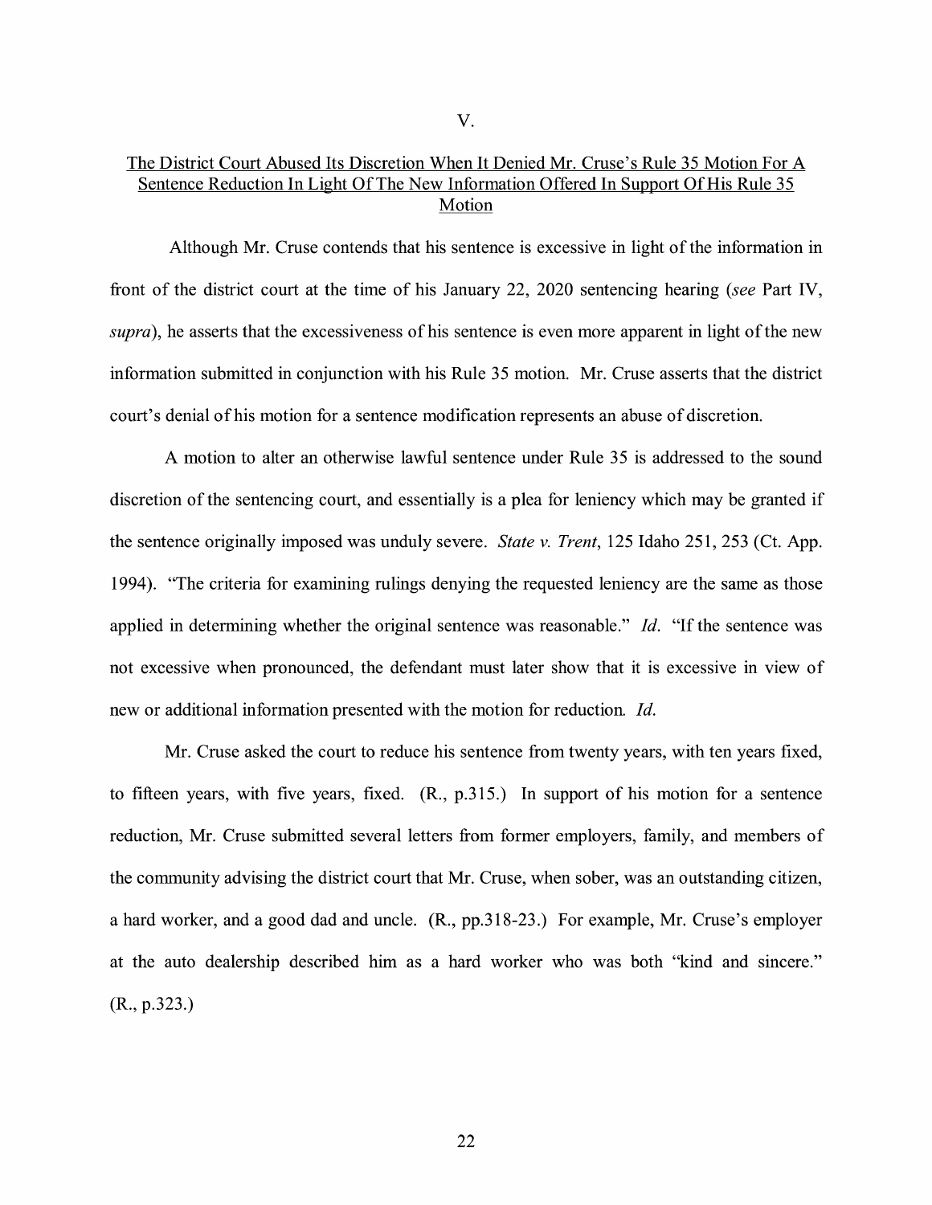## V.

<u>The District Court Abused Its Discretion When It Denied Mr. Cruse's Rule 35 Motion For A Sentence Reduction In Light Of The New Information Offered In Support Of His Rule 35 Motion</u>

Although Mr. Cruse contends that his sentence is excessive in light of the information in front of the district court at the time of his January 22, 2020 sentencing hearing (*see* Part IV, *supra*), he asserts that the excessiveness of his sentence is even more apparent in light of the new information submitted in conjunction with his Rule 35 motion. Mr. Cruse asserts that the district court's denial of his motion for a sentence modification represents an abuse of discretion.

A motion to alter an otherwise lawful sentence under Rule 35 is addressed to the sound discretion of the sentencing court, and essentially is a plea for leniency which may be granted if the sentence originally imposed was unduly severe. *State v. Trent*, 125 Idaho 251, 253 (Ct. App. 1994). "The criteria for examining rulings denying the requested leniency are the same as those applied in determining whether the original sentence was reasonable." *Id.* "If the sentence was not excessive when pronounced, the defendant must later show that it is excessive in view of new or additional information presented with the motion for reduction. *Id.*

Mr. Cruse asked the court to reduce his sentence from twenty years, with ten years fixed, to fifteen years, with five years, fixed. (R., p.315.) In support of his motion for a sentence reduction, Mr. Cruse submitted several letters from former employers, family, and members of the community advising the district court that Mr. Cruse, when sober, was an outstanding citizen, a hard worker, and a good dad and uncle. (R., pp.318-23.) For example, Mr. Cruse's employer at the auto dealership described him as a hard worker who was both "kind and sincere." (R., p.323.)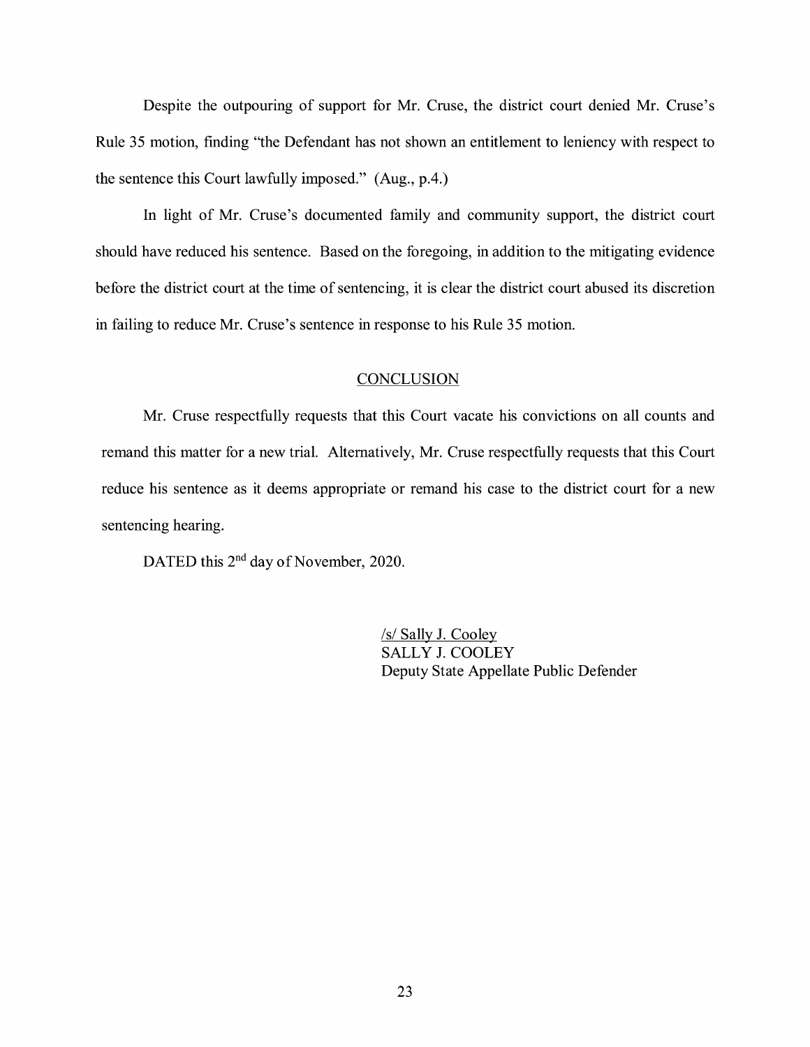Despite the outpouring of support for Mr. Cruse, the district court denied Mr. Cruse's Rule 35 motion, finding "the Defendant has not shown an entitlement to leniency with respect to the sentence this Court lawfully imposed." (Aug., p.4.)

In light of Mr. Cruse's documented family and community support, the district court should have reduced his sentence. Based on the foregoing, in addition to the mitigating evidence before the district court at the time of sentencing, it is clear the district court abused its discretion in failing to reduce Mr. Cruse's sentence in response to his Rule 35 motion.

## CONCLUSION

Mr. Cruse respectfully requests that this Court vacate his convictions on all counts and remand this matter for a new trial. Alternatively, Mr. Cruse respectfully requests that this Court reduce his sentence as it deems appropriate or remand his case to the district court for a new sentencing hearing.

DATED this 2nd day of November, 2020.

/s/ Sally J. Cooley
SALLY J. COOLEY
Deputy State Appellate Public Defender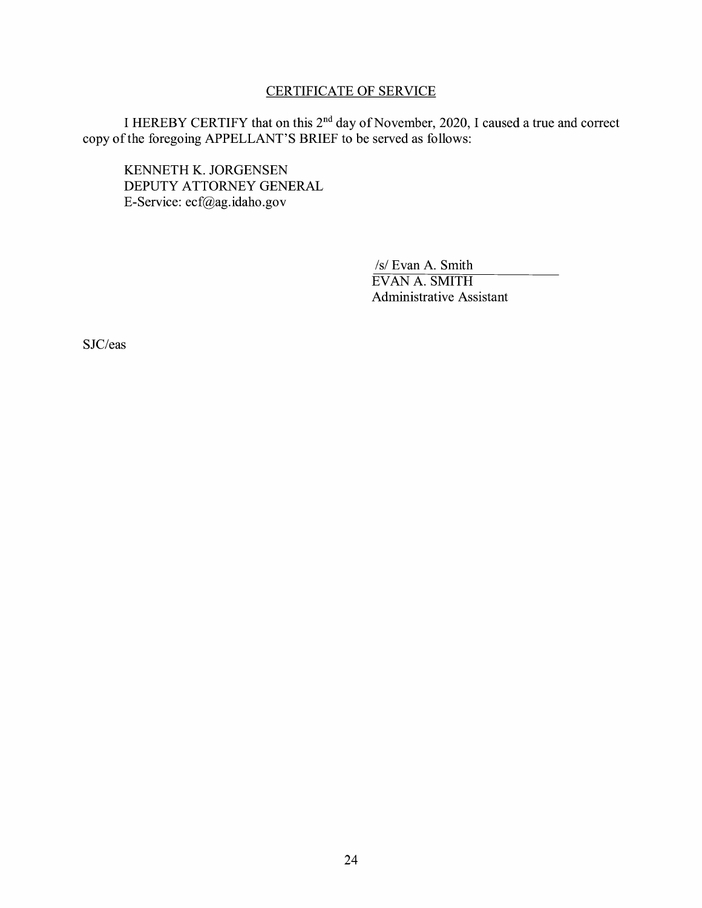## CERTIFICATE OF SERVICE

I HEREBY CERTIFY that on this 2nd day of November, 2020, I caused a true and correct copy of the foregoing APPELLANT'S BRIEF to be served as follows:

KENNETH K. JORGENSEN
DEPUTY ATTORNEY GENERAL
E-Service: ecf@ag.idaho.gov

/s/ Evan A. Smith
EVAN A. SMITH
Administrative Assistant

SJC/eas